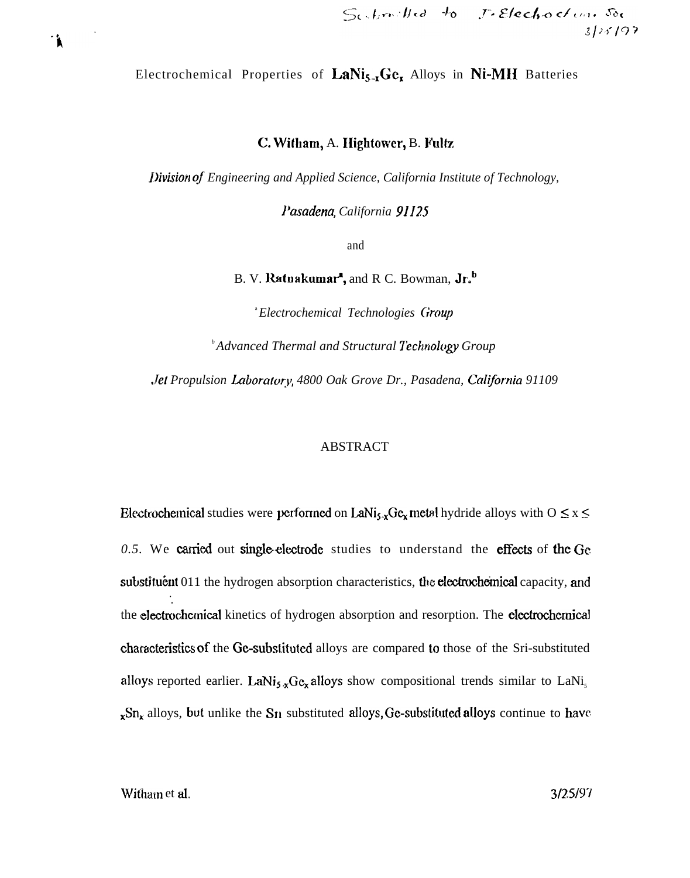Submitted to J. Electrochem. Soc. 3/25/97

# Electrochemical Properties of $LaNi_{5-x}Ge_x$ Alloys in Ni-MH Batteries

**C. Witham, A. Hightower, B. Fultz**

*Division of Engineering and Applied Science, California Institute of Technology,*

*Pasadena, California 91125*

and

B. V. Ratnakumar[a], and R C. Bowman, Jr.[b]

[a] *Electrochemical Technologies Group*

[b] *Advanced Thermal and Structural Technology Group*

*Jet Propulsion Laboratory, 4800 Oak Grove Dr., Pasadena, California 91109*

## ABSTRACT

Electrochemical studies were performed on $LaNi_{5-x}Ge_x$ metal hydride alloys with $0 \leq x \leq 0.5$. We carried out single-electrode studies to understand the effects of the Ge substituent on the hydrogen absorption characteristics, the electrochemical capacity, and the electrochemical kinetics of hydrogen absorption and resorption. The electrochemical characteristics of the Ge-substituted alloys are compared to those of the Sn-substituted alloys reported earlier. $LaNi_{5-x}Ge_x$ alloys show compositional trends similar to $LaNi_{5-x}Sn_x$ alloys, but unlike the Sn substituted alloys, Ge-substituted alloys continue to have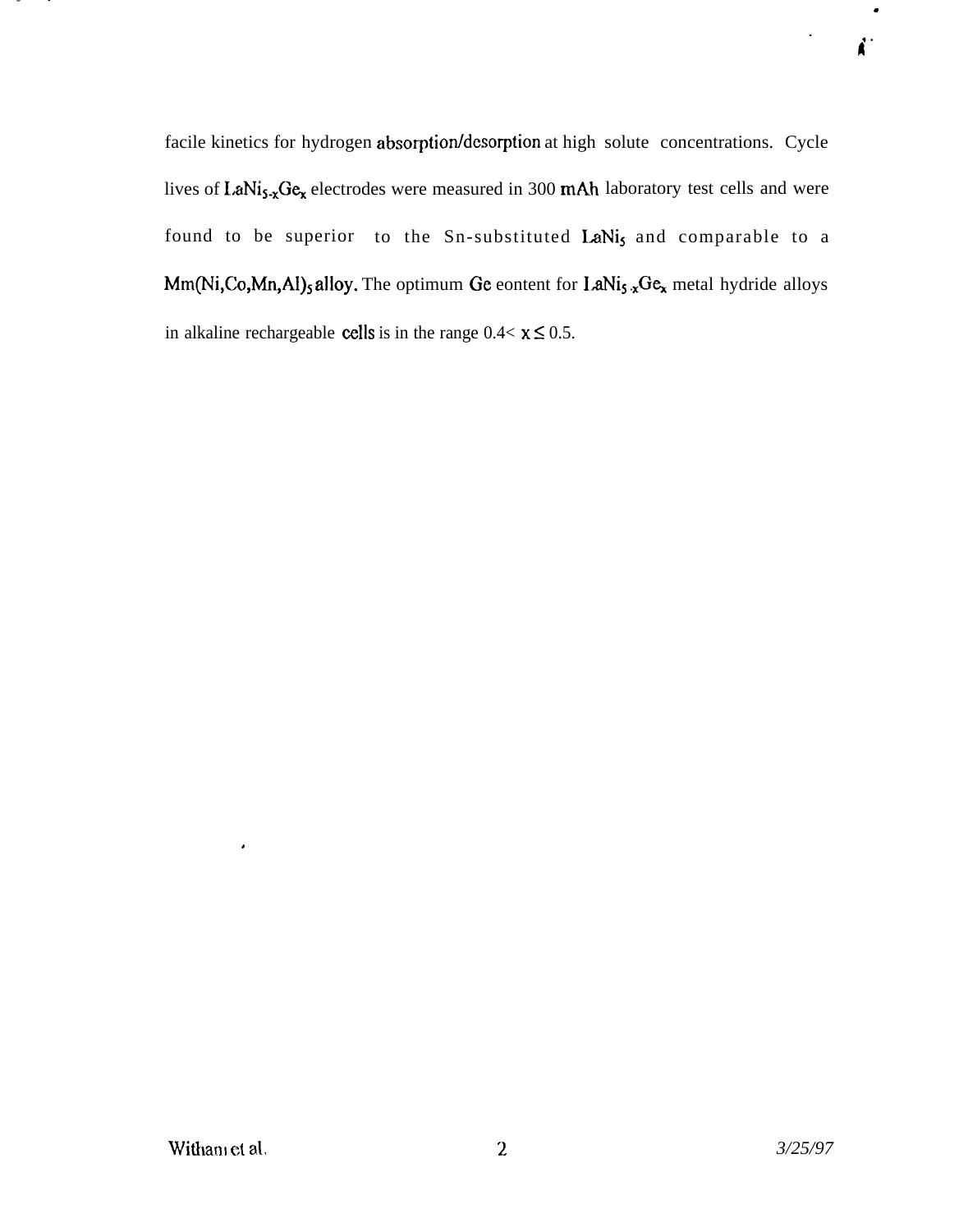facile kinetics for hydrogen absorption/desorption at high solute concentrations. Cycle lives of $LaNi_{5-x}Ge_x$ electrodes were measured in 300 mAh laboratory test cells and were found to be superior to the Sn-substituted $LaNi_5$ and comparable to a $Mm(Ni,Co,Mn,Al)_5$ alloy. The optimum Ge eontent for $LaNi_{5-x}Ge_x$ metal hydride alloys in alkaline rechargeable cells is in the range $0.4< x \leq 0.5$.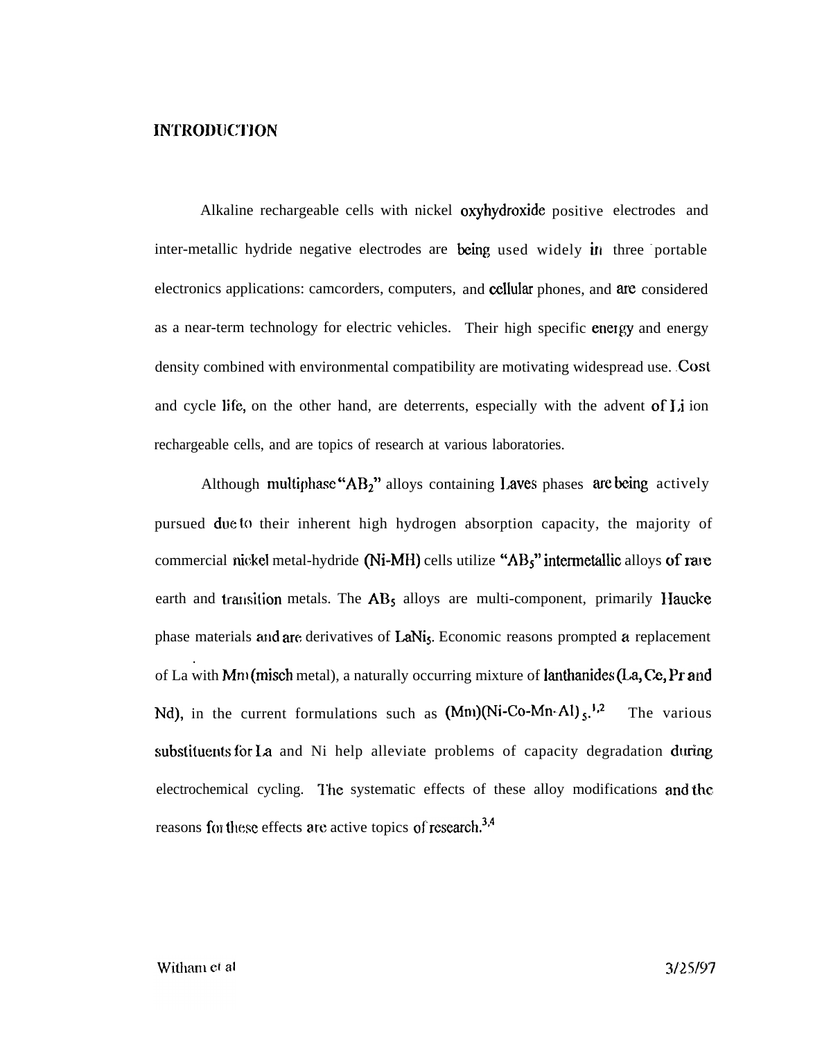# INTRODUCTION

Alkaline rechargeable cells with nickel oxyhydroxide positive electrodes and inter-metallic hydride negative electrodes are being used widely in three portable electronics applications: camcorders, computers, and cellular phones, and are considered as a near-term technology for electric vehicles. Their high specific energy and energy density combined with environmental compatibility are motivating widespread use. Cost and cycle life, on the other hand, are deterrents, especially with the advent of Li ion rechargeable cells, and are topics of research at various laboratories.

Although multiphase "$AB_2$" alloys containing Laves phases are being actively pursued due to their inherent high hydrogen absorption capacity, the majority of commercial nickel metal-hydride (Ni-MH) cells utilize "$AB_5$" intermetallic alloys of rare earth and transition metals. The $AB_5$ alloys are multi-component, primarily Haucke phase materials and are derivatives of $LaNi_5$. Economic reasons prompted a replacement of La with Mm (misch metal), a naturally occurring mixture of lanthanides (La, Ce, Pr and Nd), in the current formulations such as $(Mm)(Ni\text{-}Co\text{-}Mn\text{-}Al)_5$.[1,2] The various substituents for La and Ni help alleviate problems of capacity degradation during electrochemical cycling. The systematic effects of these alloy modifications and the reasons for these effects are active topics of research.[3,4]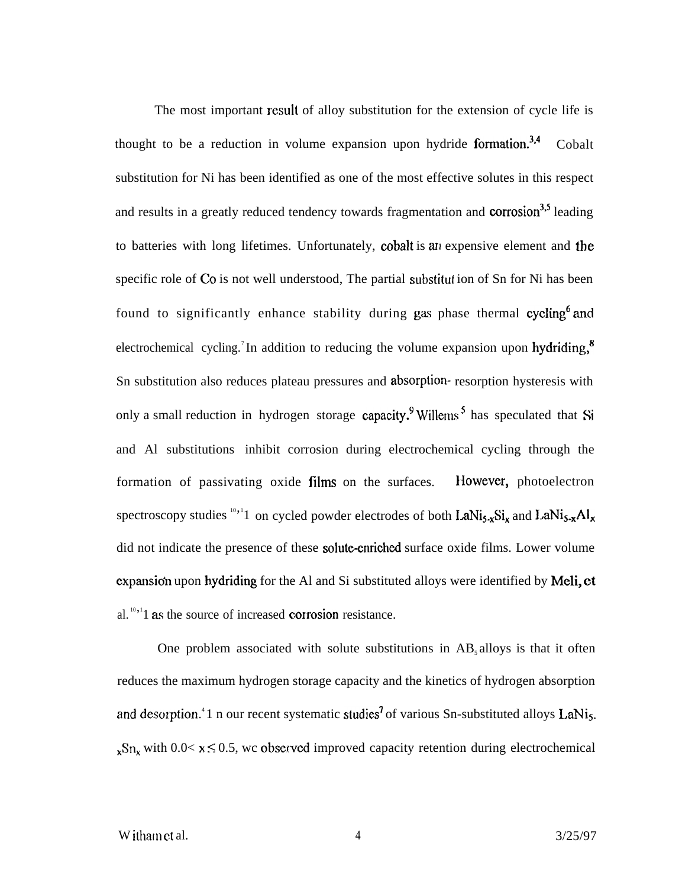The most important result of alloy substitution for the extension of cycle life is thought to be a reduction in volume expansion upon hydride formation.[3,4] Cobalt substitution for Ni has been identified as one of the most effective solutes in this respect and results in a greatly reduced tendency towards fragmentation and corrosion[3,5] leading to batteries with long lifetimes. Unfortunately, cobalt is an expensive element and the specific role of Co is not well understood, The partial substitut ion of Sn for Ni has been found to significantly enhance stability during gas phase thermal cycling[6] and electrochemical cycling.[7] In addition to reducing the volume expansion upon hydriding,[8] Sn substitution also reduces plateau pressures and absorption- resorption hysteresis with only a small reduction in hydrogen storage capacity.[9] Willems[5] has speculated that Si and Al substitutions inhibit corrosion during electrochemical cycling through the formation of passivating oxide films on the surfaces. However, photoelectron spectroscopy studies [10,11] on cycled powder electrodes of both $LaNi_{5-x}Si_x$ and $LaNi_{5-x}Al_x$ did not indicate the presence of these solute-enriched surface oxide films. Lower volume expansion upon hydriding for the Al and Si substituted alloys were identified by Meli, et al.[10,11] as the source of increased corrosion resistance.

One problem associated with solute substitutions in $AB_5$ alloys is that it often reduces the maximum hydrogen storage capacity and the kinetics of hydrogen absorption and desorption.[4] In our recent systematic studies[7] of various Sn-substituted alloys $LaNi_{5-x}Sn_x$ with $0.0< x \leq 0.5$, we observed improved capacity retention during electrochemical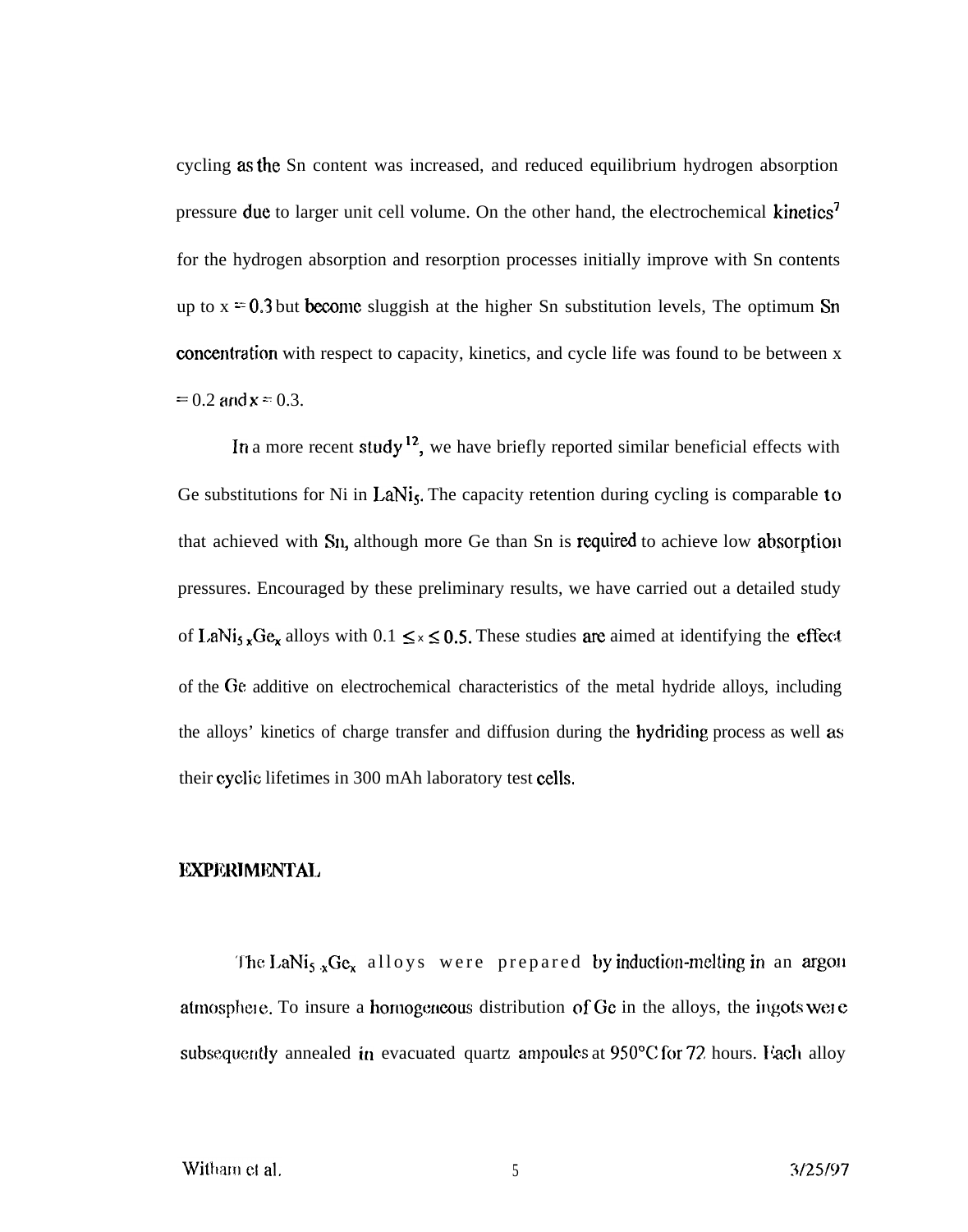cycling as the Sn content was increased, and reduced equilibrium hydrogen absorption pressure due to larger unit cell volume. On the other hand, the electrochemical kinetics[7] for the hydrogen absorption and resorption processes initially improve with Sn contents up to $x = 0.3$ but become sluggish at the higher Sn substitution levels, The optimum Sn concentration with respect to capacity, kinetics, and cycle life was found to be between $x = 0.2$ and $x = 0.3$.

In a more recent study[12], we have briefly reported similar beneficial effects with Ge substitutions for Ni in $LaNi_5$. The capacity retention during cycling is comparable to that achieved with Sn, although more Ge than Sn is required to achieve low absorption pressures. Encouraged by these preliminary results, we have carried out a detailed study of $LaNi_{5-x}Ge_x$ alloys with $0.1 \leq x \leq 0.5$. These studies are aimed at identifying the effect of the Ge additive on electrochemical characteristics of the metal hydride alloys, including the alloys' kinetics of charge transfer and diffusion during the hydriding process as well as their cyclic lifetimes in 300 mAh laboratory test cells.

## EXPERIMENTAL

The $LaNi_{5-x}Ge_x$ alloys were prepared by induction-melting in an argon atmosphere. To insure a homogeneous distribution of Ge in the alloys, the ingots were subsequently annealed in evacuated quartz ampoules at 950°C for 72 hours. Each alloy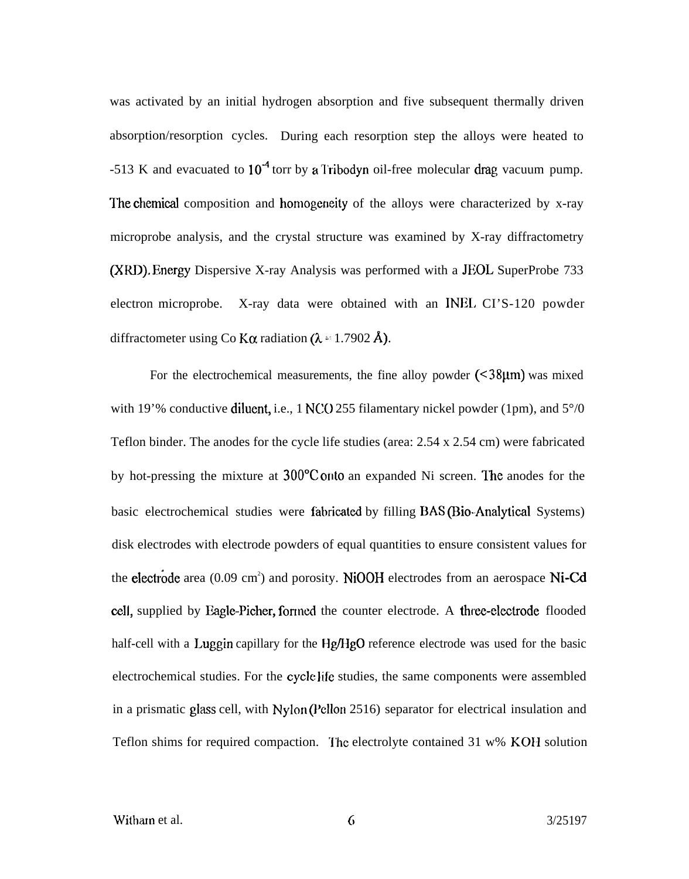was activated by an initial hydrogen absorption and five subsequent thermally driven absorption/resorption cycles. During each resorption step the alloys were heated to -513 K and evacuated to $10^{-4}$ torr by a Tribodyn oil-free molecular drag vacuum pump. The chemical composition and homogeneity of the alloys were characterized by x-ray microprobe analysis, and the crystal structure was examined by X-ray diffractometry (XRD). Energy Dispersive X-ray Analysis was performed with a JEOL SuperProbe 733 electron microprobe. X-ray data were obtained with an INEL CI'S-120 powder diffractometer using Co $K\alpha$ radiation ($\lambda$ = 1.7902 Å).

For the electrochemical measurements, the fine alloy powder (<38μm) was mixed with 19'% conductive diluent, i.e., 1 NCO 255 filamentary nickel powder (1pm), and 5°/0 Teflon binder. The anodes for the cycle life studies (area: 2.54 x 2.54 cm) were fabricated by hot-pressing the mixture at 300°C onto an expanded Ni screen. The anodes for the basic electrochemical studies were fabricated by filling BAS (Bio-Analytical Systems) disk electrodes with electrode powders of equal quantities to ensure consistent values for the electrode area (0.09 $cm^2$) and porosity. NiOOH electrodes from an aerospace Ni-Cd cell, supplied by Eagle-Picher, formed the counter electrode. A three-electrode flooded half-cell with a Luggin capillary for the Hg/HgO reference electrode was used for the basic electrochemical studies. For the cycle life studies, the same components were assembled in a prismatic glass cell, with Nylon (Pellon 2516) separator for electrical insulation and Teflon shims for required compaction. The electrolyte contained 31 w% KOH solution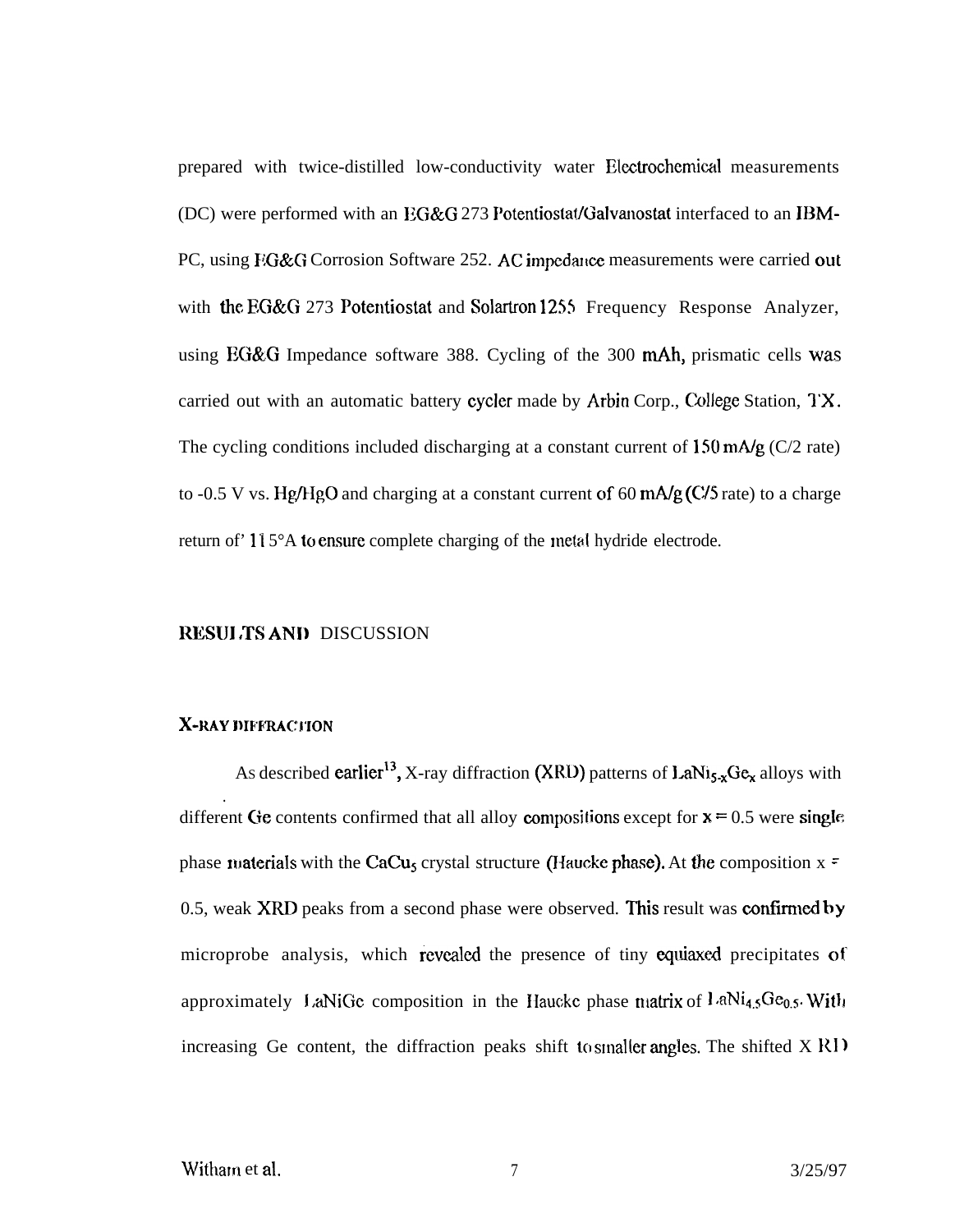prepared with twice-distilled low-conductivity water Electrochemical measurements (DC) were performed with an EG&G 273 Potentiostat/Galvanostat interfaced to an IBM-PC, using EG&G Corrosion Software 252. AC impedance measurements were carried out with the EG&G 273 Potentiostat and Solartron 1255 Frequency Response Analyzer, using EG&G Impedance software 388. Cycling of the 300 mAh, prismatic cells was carried out with an automatic battery cycler made by Arbin Corp., College Station, TX. The cycling conditions included discharging at a constant current of 150 mA/g (C/2 rate) to -0.5 V vs. Hg/HgO and charging at a constant current of 60 mA/g (C/5 rate) to a charge return of' 115°A to ensure complete charging of the metal hydride electrode.

## RESULTS AND DISCUSSION

### X-RAY DIFFRACTION

As described earlier[13], X-ray diffraction (XRD) patterns of $LaNi_{5-x}Ge_x$ alloys with different Ge contents confirmed that all alloy compositions except for $x = 0.5$ were single phase materials with the $CaCu_5$ crystal structure (Haucke phase). At the composition $x = 0.5$, weak XRD peaks from a second phase were observed. This result was confirmed by microprobe analysis, which revealed the presence of tiny equiaxed precipitates of approximately LaNiGe composition in the Haucke phase matrix of $LaNi_{4.5}Ge_{0.5}$. With increasing Ge content, the diffraction peaks shift to smaller angles. The shifted XRD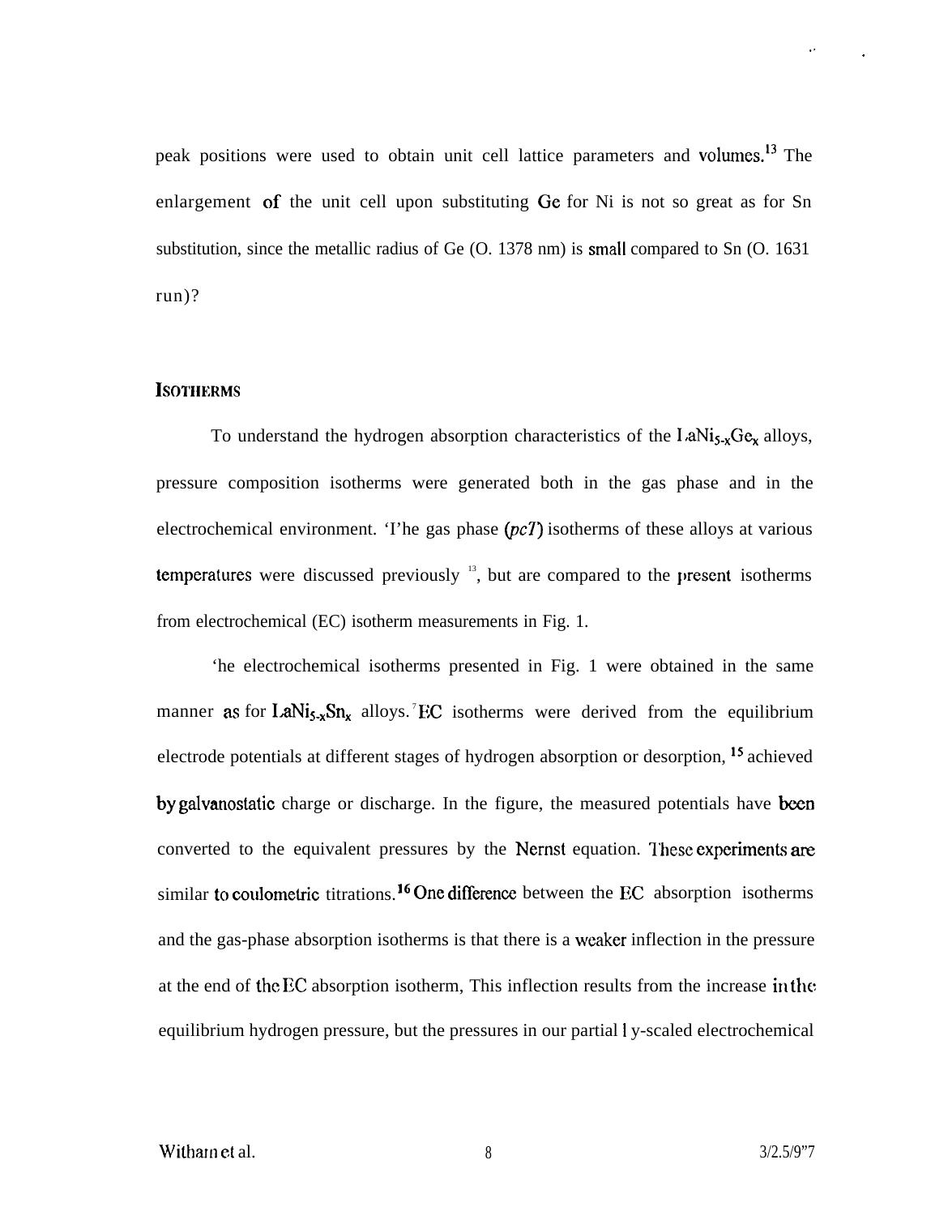peak positions were used to obtain unit cell lattice parameters and volumes.[13] The enlargement of the unit cell upon substituting Ge for Ni is not so great as for Sn substitution, since the metallic radius of Ge (O. 1378 nm) is small compared to Sn (O. 1631 run)?

## ISOTHERMS

To understand the hydrogen absorption characteristics of the $LaNi_{5-x}Ge_x$ alloys, pressure composition isotherms were generated both in the gas phase and in the electrochemical environment. 'I'he gas phase (*pcT*) isotherms of these alloys at various temperatures were discussed previously [13], but are compared to the present isotherms from electrochemical (EC) isotherm measurements in Fig. 1.

'he electrochemical isotherms presented in Fig. 1 were obtained in the same manner as for $LaNi_{5-x}Sn_x$ alloys.[7] EC isotherms were derived from the equilibrium electrode potentials at different stages of hydrogen absorption or desorption, [15] achieved by galvanostatic charge or discharge. In the figure, the measured potentials have been converted to the equivalent pressures by the Nernst equation. These experiments are similar to coulometric titrations.[16] One difference between the EC absorption isotherms and the gas-phase absorption isotherms is that there is a weaker inflection in the pressure at the end of the EC absorption isotherm, This inflection results from the increase in the equilibrium hydrogen pressure, but the pressures in our partial l y-scaled electrochemical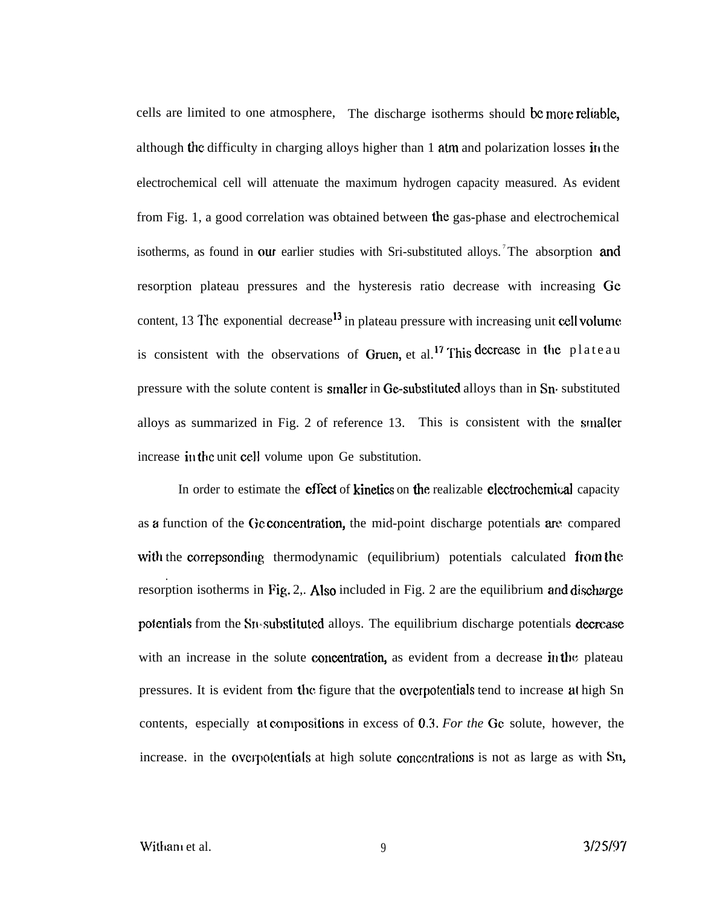cells are limited to one atmosphere, The discharge isotherms should be more reliable, although the difficulty in charging alloys higher than 1 atm and polarization losses in the electrochemical cell will attenuate the maximum hydrogen capacity measured. As evident from Fig. 1, a good correlation was obtained between the gas-phase and electrochemical isotherms, as found in our earlier studies with Sri-substituted alloys.[7] The absorption and resorption plateau pressures and the hysteresis ratio decrease with increasing Ge content, 13 The exponential decrease[13] in plateau pressure with increasing unit cell volume is consistent with the observations of Gruen, et al.[17] This decrease in the plateau pressure with the solute content is smaller in Ge-substituted alloys than in Sn- substituted alloys as summarized in Fig. 2 of reference 13. This is consistent with the smaller increase in the unit cell volume upon Ge substitution.

In order to estimate the effect of kinetics on the realizable electrochemical capacity as a function of the Ge concentration, the mid-point discharge potentials are compared with the correpsonding thermodynamic (equilibrium) potentials calculated from the resorption isotherms in Fig. 2,. Also included in Fig. 2 are the equilibrium and discharge potentials from the Sn-substituted alloys. The equilibrium discharge potentials decrease with an increase in the solute concentration, as evident from a decrease in the plateau pressures. It is evident from the figure that the overpotentials tend to increase at high Sn contents, especially at compositions in excess of 0.3. *For the* Ge solute, however, the increase. in the overpotentials at high solute concentrations is not as large as with Sn,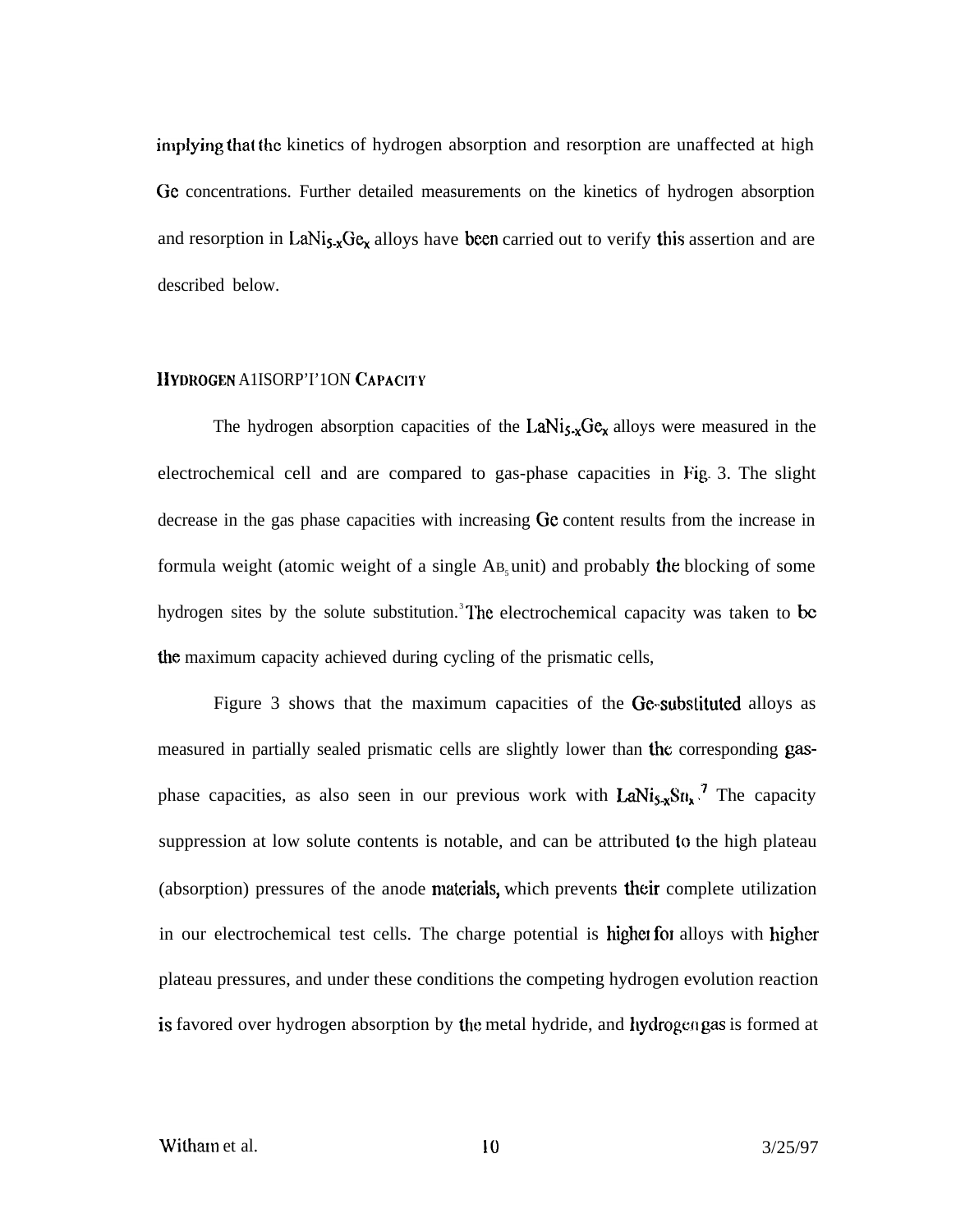implying that the kinetics of hydrogen absorption and resorption are unaffected at high Ge concentrations. Further detailed measurements on the kinetics of hydrogen absorption and resorption in $LaNi_{5-x}Ge_x$ alloys have been carried out to verify this assertion and are described below.

## HYDROGEN ABSORPTION CAPACITY

The hydrogen absorption capacities of the $LaNi_{5-x}Ge_x$ alloys were measured in the electrochemical cell and are compared to gas-phase capacities in Fig. 3. The slight decrease in the gas phase capacities with increasing Ge content results from the increase in formula weight (atomic weight of a single $AB_5$ unit) and probably the blocking of some hydrogen sites by the solute substitution.[3] The electrochemical capacity was taken to be the maximum capacity achieved during cycling of the prismatic cells,

Figure 3 shows that the maximum capacities of the Ge-substituted alloys as measured in partially sealed prismatic cells are slightly lower than the corresponding gas-phase capacities, as also seen in our previous work with $LaNi_{5-x}Sn_x$.[7] The capacity suppression at low solute contents is notable, and can be attributed to the high plateau (absorption) pressures of the anode materials, which prevents their complete utilization in our electrochemical test cells. The charge potential is higher for alloys with higher plateau pressures, and under these conditions the competing hydrogen evolution reaction is favored over hydrogen absorption by the metal hydride, and hydrogen gas is formed at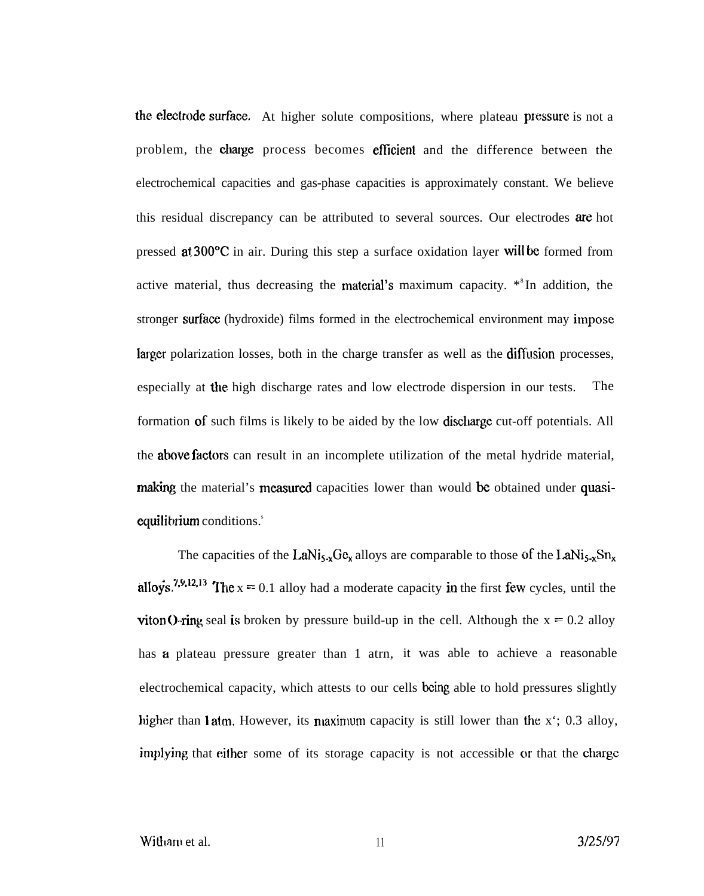the electrode surface. At higher solute compositions, where plateau pressure is not a problem, the charge process becomes efficient and the difference between the electrochemical capacities and gas-phase capacities is approximately constant. We believe this residual discrepancy can be attributed to several sources. Our electrodes are hot pressed at 300°C in air. During this step a surface oxidation layer will be formed from active material, thus decreasing the material's maximum capacity. *[8] In addition, the stronger surface (hydroxide) films formed in the electrochemical environment may impose larger polarization losses, both in the charge transfer as well as the diffusion processes, especially at the high discharge rates and low electrode dispersion in our tests. The formation of such films is likely to be aided by the low discharge cut-off potentials. All the above factors can result in an incomplete utilization of the metal hydride material, making the material's measured capacities lower than would be obtained under quasi-equilibrium conditions.[5]

The capacities of the $LaNi_{5-x}Ge_x$ alloys are comparable to those of the $LaNi_{5-x}Sn_x$ alloys.[7,9,12,13] The x = 0.1 alloy had a moderate capacity in the first few cycles, until the viton O-ring seal is broken by pressure build-up in the cell. Although the x = 0.2 alloy has a plateau pressure greater than 1 atm, it was able to achieve a reasonable electrochemical capacity, which attests to our cells being able to hold pressures slightly higher than 1 atm. However, its maximum capacity is still lower than the x'; 0.3 alloy, implying that either some of its storage capacity is not accessible or that the charge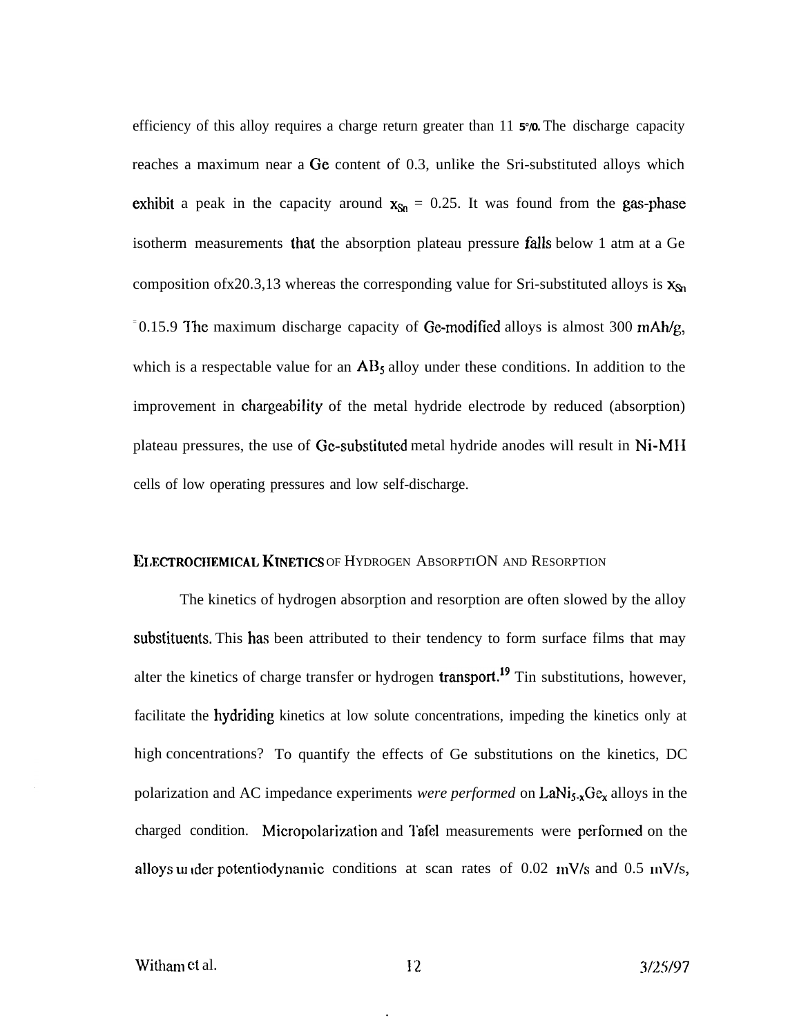efficiency of this alloy requires a charge return greater than 11 5%. The discharge capacity reaches a maximum near a Ge content of 0.3, unlike the Sri-substituted alloys which exhibit a peak in the capacity around $x_{Sn}$ = 0.25. It was found from the gas-phase isotherm measurements that the absorption plateau pressure falls below 1 atm at a Ge composition ofx20.3,13 whereas the corresponding value for Sri-substituted alloys is $x_{Sn}$ = 0.15.9 The maximum discharge capacity of Ge-modified alloys is almost 300 mAh/g, which is a respectable value for an $AB_5$ alloy under these conditions. In addition to the improvement in chargeability of the metal hydride electrode by reduced (absorption) plateau pressures, the use of Ge-substituted metal hydride anodes will result in Ni-MH cells of low operating pressures and low self-discharge.

## ELECTROCHEMICAL KINETICS OF HYDROGEN ABSORPTION AND RESORPTION

The kinetics of hydrogen absorption and resorption are often slowed by the alloy substituents. This has been attributed to their tendency to form surface films that may alter the kinetics of charge transfer or hydrogen transport.[19] Tin substitutions, however, facilitate the hydriding kinetics at low solute concentrations, impeding the kinetics only at high concentrations? To quantify the effects of Ge substitutions on the kinetics, DC polarization and AC impedance experiments *were performed* on $LaNi_{5-x}Ge_x$ alloys in the charged condition. Micropolarization and Tafel measurements were performed on the alloys under potentiodynamic conditions at scan rates of 0.02 mV/s and 0.5 mV/s,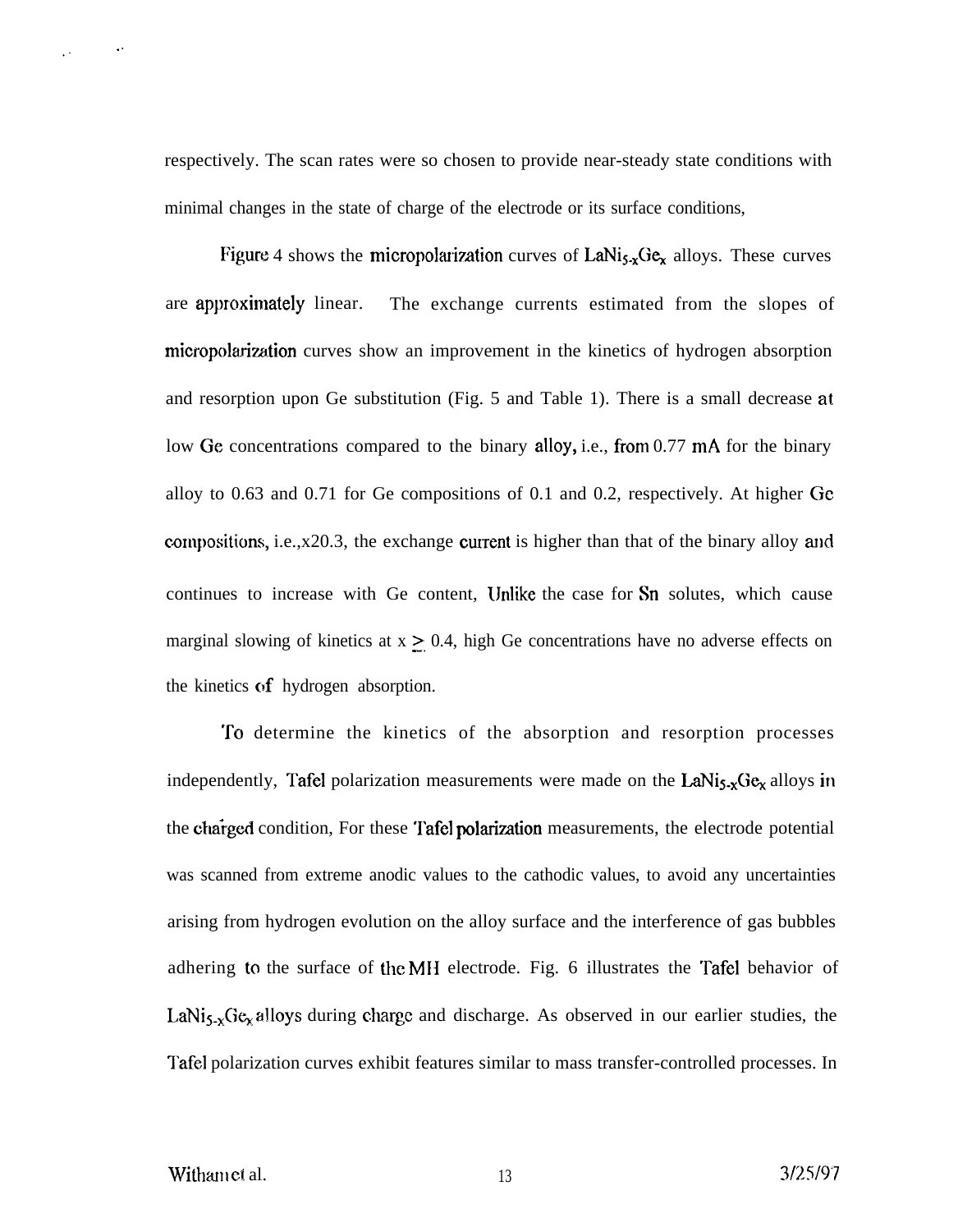respectively. The scan rates were so chosen to provide near-steady state conditions with minimal changes in the state of charge of the electrode or its surface conditions,

Figure 4 shows the micropolarization curves of $LaNi_{5-x}Ge_x$ alloys. These curves are approximately linear. The exchange currents estimated from the slopes of micropolarization curves show an improvement in the kinetics of hydrogen absorption and resorption upon Ge substitution (Fig. 5 and Table 1). There is a small decrease at low Ge concentrations compared to the binary alloy, i.e., from 0.77 mA for the binary alloy to 0.63 and 0.71 for Ge compositions of 0.1 and 0.2, respectively. At higher Ge compositions, i.e.,x20.3, the exchange current is higher than that of the binary alloy and continues to increase with Ge content, Unlike the case for Sn solutes, which cause marginal slowing of kinetics at $x \geq 0.4$, high Ge concentrations have no adverse effects on the kinetics of hydrogen absorption.

To determine the kinetics of the absorption and resorption processes independently, Tafel polarization measurements were made on the $LaNi_{5-x}Ge_x$ alloys in the charged condition, For these Tafel polarization measurements, the electrode potential was scanned from extreme anodic values to the cathodic values, to avoid any uncertainties arising from hydrogen evolution on the alloy surface and the interference of gas bubbles adhering to the surface of the MH electrode. Fig. 6 illustrates the Tafel behavior of $LaNi_{5-x}Ge_x$ alloys during charge and discharge. As observed in our earlier studies, the Tafel polarization curves exhibit features similar to mass transfer-controlled processes. In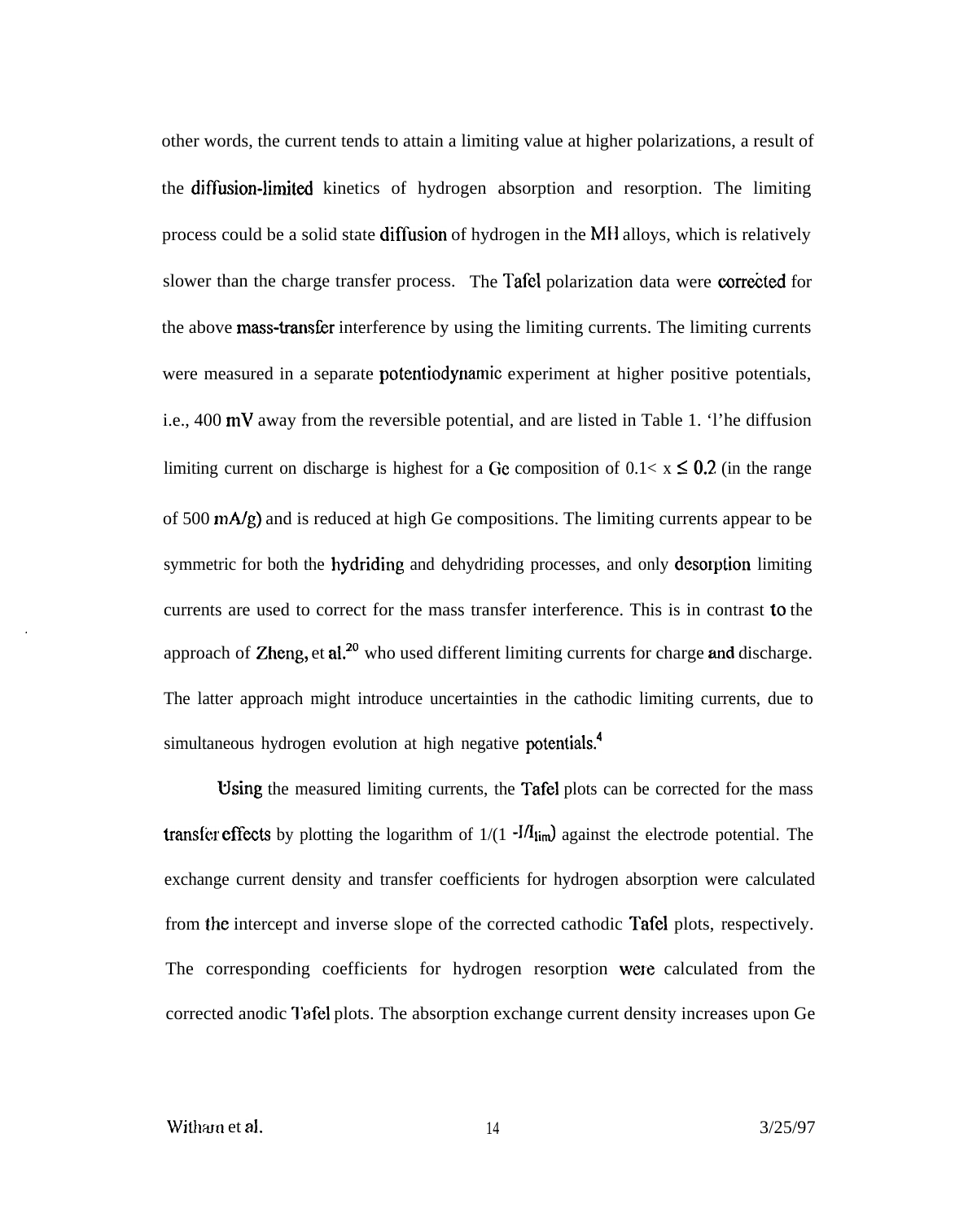other words, the current tends to attain a limiting value at higher polarizations, a result of the diffusion-limited kinetics of hydrogen absorption and resorption. The limiting process could be a solid state diffusion of hydrogen in the MH alloys, which is relatively slower than the charge transfer process. The Tafel polarization data were corrected for the above mass-transfer interference by using the limiting currents. The limiting currents were measured in a separate potentiodynamic experiment at higher positive potentials, i.e., 400 mV away from the reversible potential, and are listed in Table 1. 'l'he diffusion limiting current on discharge is highest for a Ge composition of $0.1 < x \leq 0.2$ (in the range of 500 mA/g) and is reduced at high Ge compositions. The limiting currents appear to be symmetric for both the hydriding and dehydriding processes, and only desorption limiting currents are used to correct for the mass transfer interference. This is in contrast to the approach of Zheng, et al.[20] who used different limiting currents for charge and discharge. The latter approach might introduce uncertainties in the cathodic limiting currents, due to simultaneous hydrogen evolution at high negative potentials.[4]

Using the measured limiting currents, the Tafel plots can be corrected for the mass transfer effects by plotting the logarithm of $1/(1 - I/I_{lim})$ against the electrode potential. The exchange current density and transfer coefficients for hydrogen absorption were calculated from the intercept and inverse slope of the corrected cathodic Tafel plots, respectively. The corresponding coefficients for hydrogen resorption were calculated from the corrected anodic Tafel plots. The absorption exchange current density increases upon Ge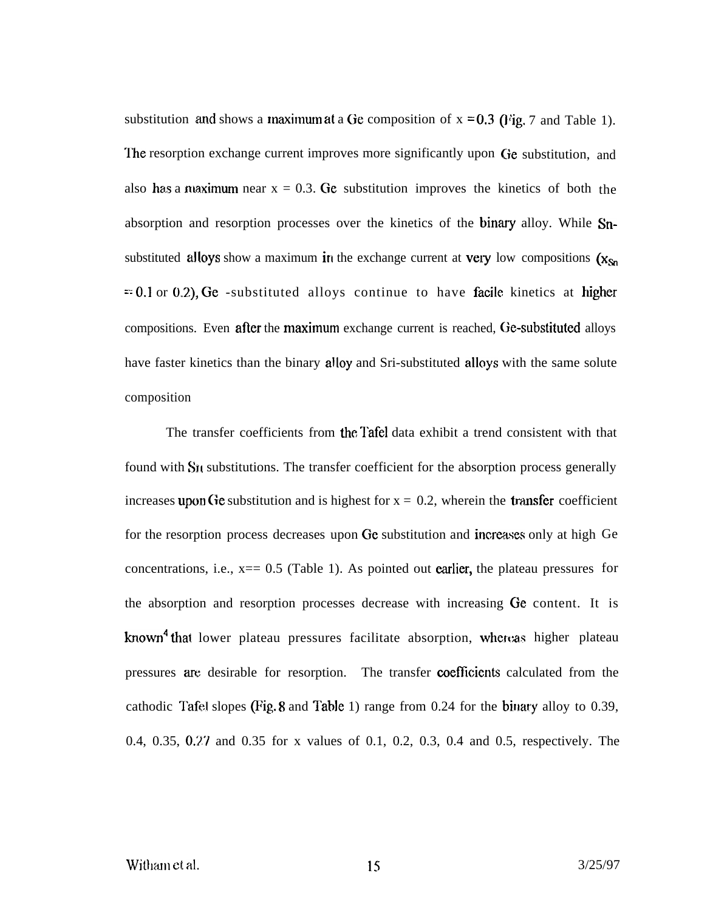substitution and shows a maximum at a Ge composition of x = 0.3 (Fig. 7 and Table 1). The resorption exchange current improves more significantly upon Ge substitution, and also has a maximum near x = 0.3. Ge substitution improves the kinetics of both the absorption and resorption processes over the kinetics of the binary alloy. While Sn-substituted alloys show a maximum in the exchange current at very low compositions ($x_{Sn}$ = 0.1 or 0.2), Ge -substituted alloys continue to have facile kinetics at higher compositions. Even after the maximum exchange current is reached, Ge-substituted alloys have faster kinetics than the binary alloy and Sri-substituted alloys with the same solute composition

The transfer coefficients from the Tafel data exhibit a trend consistent with that found with Sn substitutions. The transfer coefficient for the absorption process generally increases upon Ge substitution and is highest for x = 0.2, wherein the transfer coefficient for the resorption process decreases upon Ge substitution and increases only at high Ge concentrations, i.e., x== 0.5 (Table 1). As pointed out earlier, the plateau pressures for the absorption and resorption processes decrease with increasing Ge content. It is known[4] that lower plateau pressures facilitate absorption, whereas higher plateau pressures are desirable for resorption. The transfer coefficients calculated from the cathodic Tafel slopes (Fig. 8 and Table 1) range from 0.24 for the binary alloy to 0.39, 0.4, 0.35, 0.27 and 0.35 for x values of 0.1, 0.2, 0.3, 0.4 and 0.5, respectively. The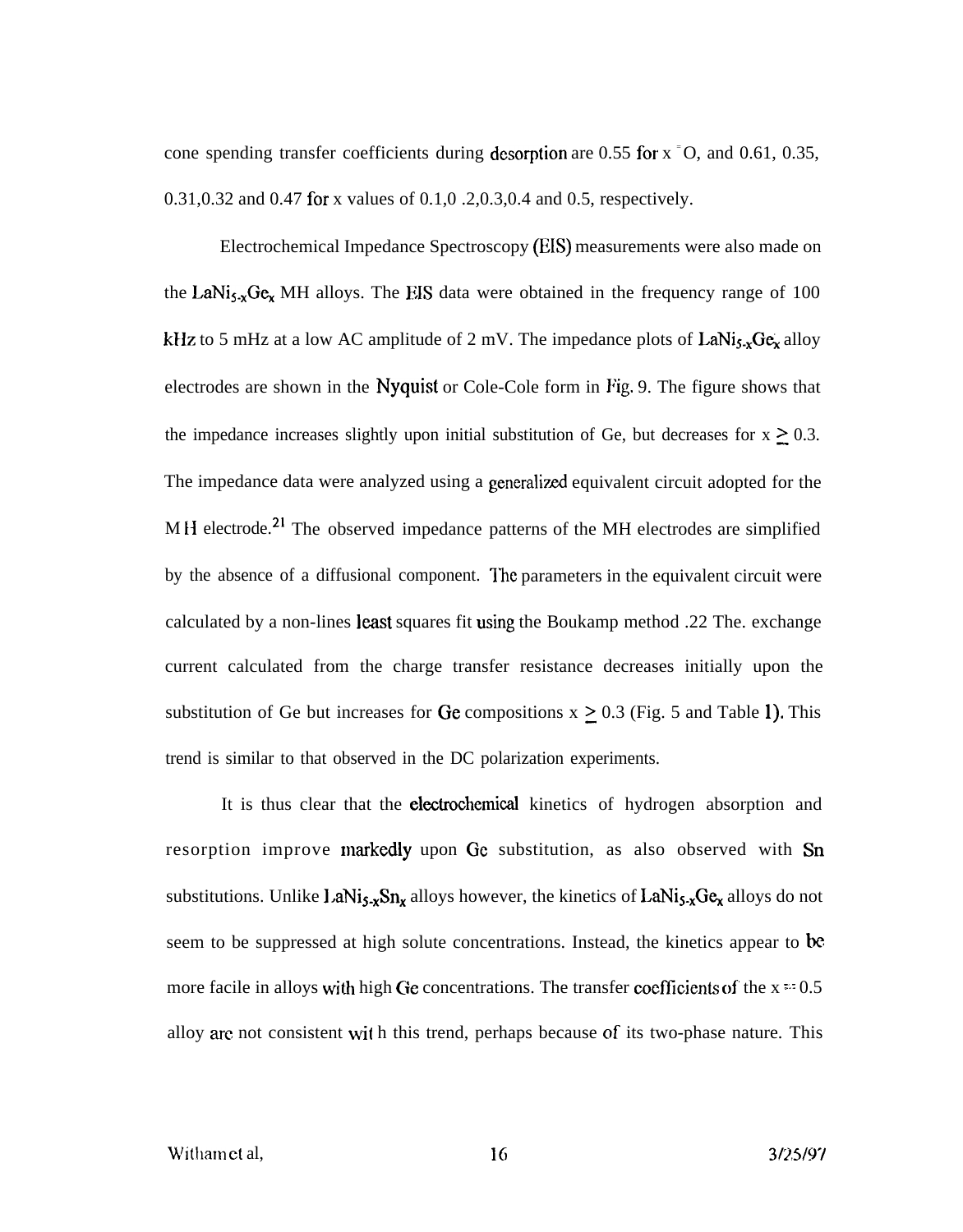cone spending transfer coefficients during desorption are 0.55 for x = O, and 0.61, 0.35, 0.31,0.32 and 0.47 for x values of 0.1,0 .2,0.3,0.4 and 0.5, respectively.

Electrochemical Impedance Spectroscopy (EIS) measurements were also made on the $LaNi_{5-x}Ge_x$ MH alloys. The EIS data were obtained in the frequency range of 100 kHz to 5 mHz at a low AC amplitude of 2 mV. The impedance plots of $LaNi_{5-x}Ge_x$ alloy electrodes are shown in the Nyquist or Cole-Cole form in Fig. 9. The figure shows that the impedance increases slightly upon initial substitution of Ge, but decreases for $x \geq 0.3$. The impedance data were analyzed using a generalized equivalent circuit adopted for the MH electrode.[21] The observed impedance patterns of the MH electrodes are simplified by the absence of a diffusional component. The parameters in the equivalent circuit were calculated by a non-lines least squares fit using the Boukamp method .22 The. exchange current calculated from the charge transfer resistance decreases initially upon the substitution of Ge but increases for Ge compositions $x \geq 0.3$ (Fig. 5 and Table 1). This trend is similar to that observed in the DC polarization experiments.

It is thus clear that the electrochemical kinetics of hydrogen absorption and resorption improve markedly upon Ge substitution, as also observed with Sn substitutions. Unlike $LaNi_{5-x}Sn_x$ alloys however, the kinetics of $LaNi_{5-x}Ge_x$ alloys do not seem to be suppressed at high solute concentrations. Instead, the kinetics appear to be more facile in alloys with high Ge concentrations. The transfer coefficients of the x = 0.5 alloy are not consistent wit h this trend, perhaps because of its two-phase nature. This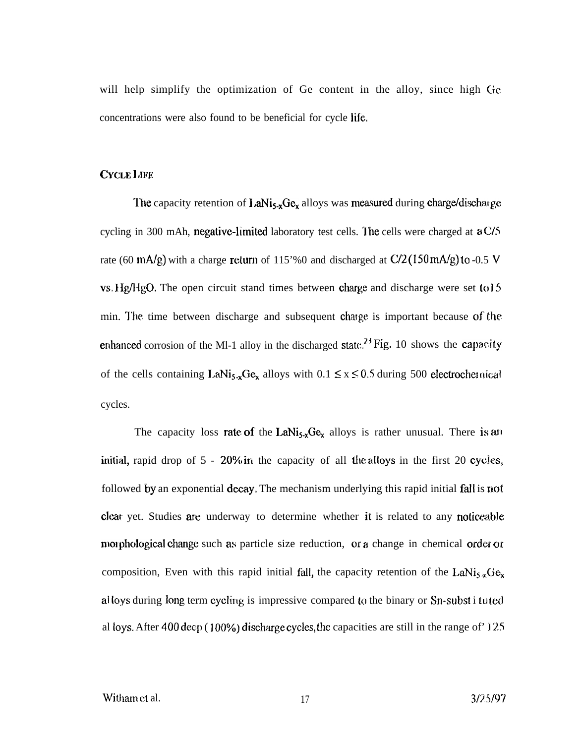will help simplify the optimization of Ge content in the alloy, since high Ge concentrations were also found to be beneficial for cycle life.

## CYCLE LIFE

The capacity retention of $LaNi_{5-x}Ge_x$ alloys was measured during charge/discharge cycling in 300 mAh, negative-limited laboratory test cells. The cells were charged at a C/5 rate (60 mA/g) with a charge return of 115'%0 and discharged at C/2 (150 mA/g) to -0.5 V vs. Hg/HgO. The open circuit stand times between charge and discharge were set to 15 min. The time between discharge and subsequent charge is important because of the enhanced corrosion of the Ml-1 alloy in the discharged state.[23] Fig. 10 shows the capacity of the cells containing $LaNi_{5-x}Ge_x$ alloys with $0.1 \leq x \leq 0.5$ during 500 electrochemical cycles.

The capacity loss rate of the $LaNi_{5-x}Ge_x$ alloys is rather unusual. There is an initial, rapid drop of 5 - 20% in the capacity of all the alloys in the first 20 cycles, followed by an exponential decay. The mechanism underlying this rapid initial fall is not clear yet. Studies are underway to determine whether it is related to any noticeable morphological change such as particle size reduction, or a change in chemical order or composition, Even with this rapid initial fall, the capacity retention of the $LaNi_{5-x}Ge_x$ alloys during long term cycling is impressive compared to the binary or Sn-substituted alloys. After 400 deep (100%) discharge cycles, the capacities are still in the range of' 125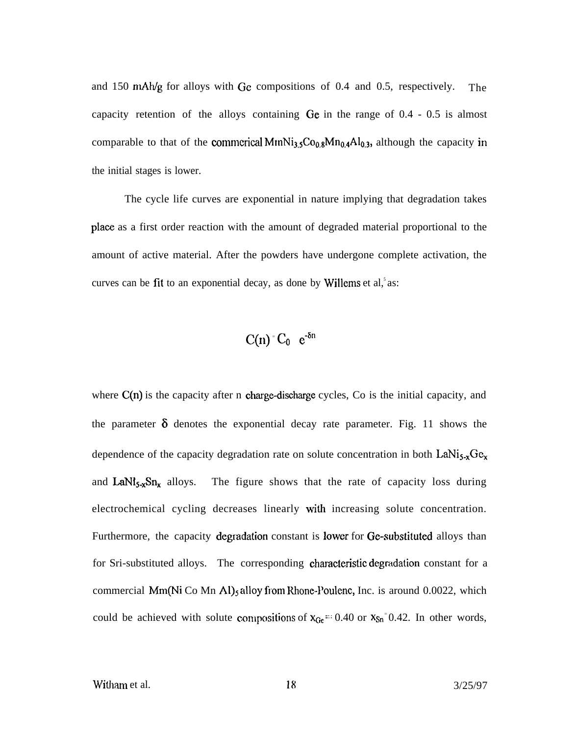and 150 mAh/g for alloys with Ge compositions of 0.4 and 0.5, respectively. The capacity retention of the alloys containing Ge in the range of 0.4 - 0.5 is almost comparable to that of the commercial $MmNi_{3.5}Co_{0.8}Mn_{0.4}Al_{0.3}$, although the capacity in the initial stages is lower.

The cycle life curves are exponential in nature implying that degradation takes place as a first order reaction with the amount of degraded material proportional to the amount of active material. After the powders have undergone complete activation, the curves can be fit to an exponential decay, as done by Willems et al,[5] as:

$$C(n) = C_0 \quad e^{-\delta n}$$

where C(n) is the capacity after n charge-discharge cycles, Co is the initial capacity, and the parameter $\delta$ denotes the exponential decay rate parameter. Fig. 11 shows the dependence of the capacity degradation rate on solute concentration in both $LaNi_{5-x}Ge_x$ and $LaNi_{5-x}Sn_x$ alloys. The figure shows that the rate of capacity loss during electrochemical cycling decreases linearly with increasing solute concentration. Furthermore, the capacity degradation constant is lower for Ge-substituted alloys than for Sri-substituted alloys. The corresponding characteristic degradation constant for a commercial $Mm(Ni\ Co\ Mn\ Al)_5$ alloy from Rhone-Poulenc, Inc. is around 0.0022, which could be achieved with solute compositions of $x_{Ge} = 0.40$ or $x_{Sn} = 0.42$. In other words,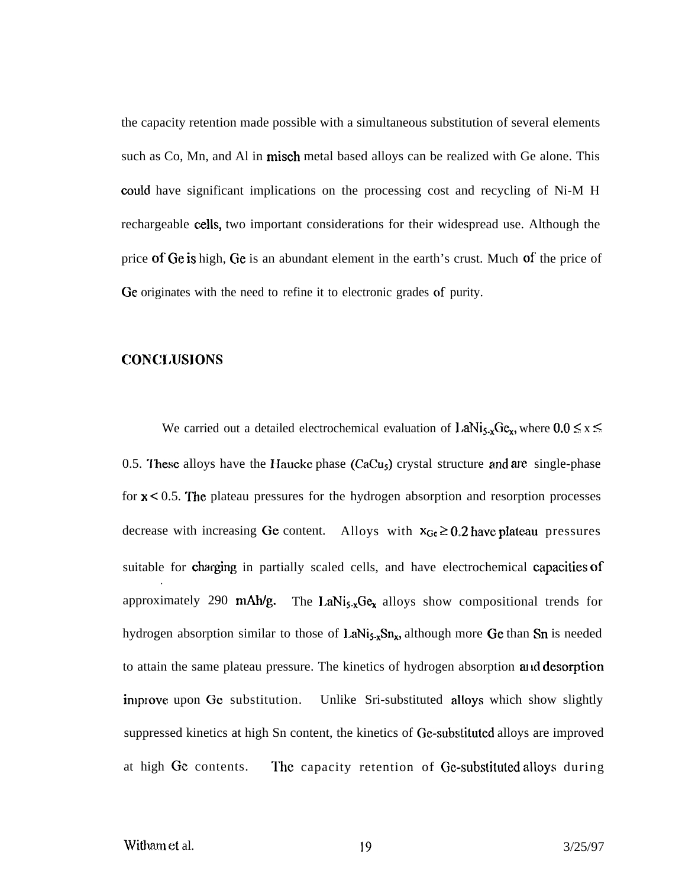the capacity retention made possible with a simultaneous substitution of several elements such as Co, Mn, and Al in misch metal based alloys can be realized with Ge alone. This could have significant implications on the processing cost and recycling of Ni-M H rechargeable cells, two important considerations for their widespread use. Although the price of Ge is high, Ge is an abundant element in the earth's crust. Much of the price of Ge originates with the need to refine it to electronic grades of purity.

## CONCLUSIONS

We carried out a detailed electrochemical evaluation of $LaNi_{5-x}Ge_x$, where $0.0 \leq x \leq 0.5$. These alloys have the Haucke phase ($CaCu_5$) crystal structure and are single-phase for $x < 0.5$. The plateau pressures for the hydrogen absorption and resorption processes decrease with increasing Ge content. Alloys with $x_{Ge} \geq 0.2$ have plateau pressures suitable for charging in partially sealed cells, and have electrochemical capacities of approximately 290 mAh/g. The $LaNi_{5-x}Ge_x$ alloys show compositional trends for hydrogen absorption similar to those of $LaNi_{5-x}Sn_x$, although more Ge than Sn is needed to attain the same plateau pressure. The kinetics of hydrogen absorption and desorption improve upon Ge substitution. Unlike Sri-substituted alloys which show slightly suppressed kinetics at high Sn content, the kinetics of Ge-substituted alloys are improved at high Ge contents. The capacity retention of Ge-substituted alloys during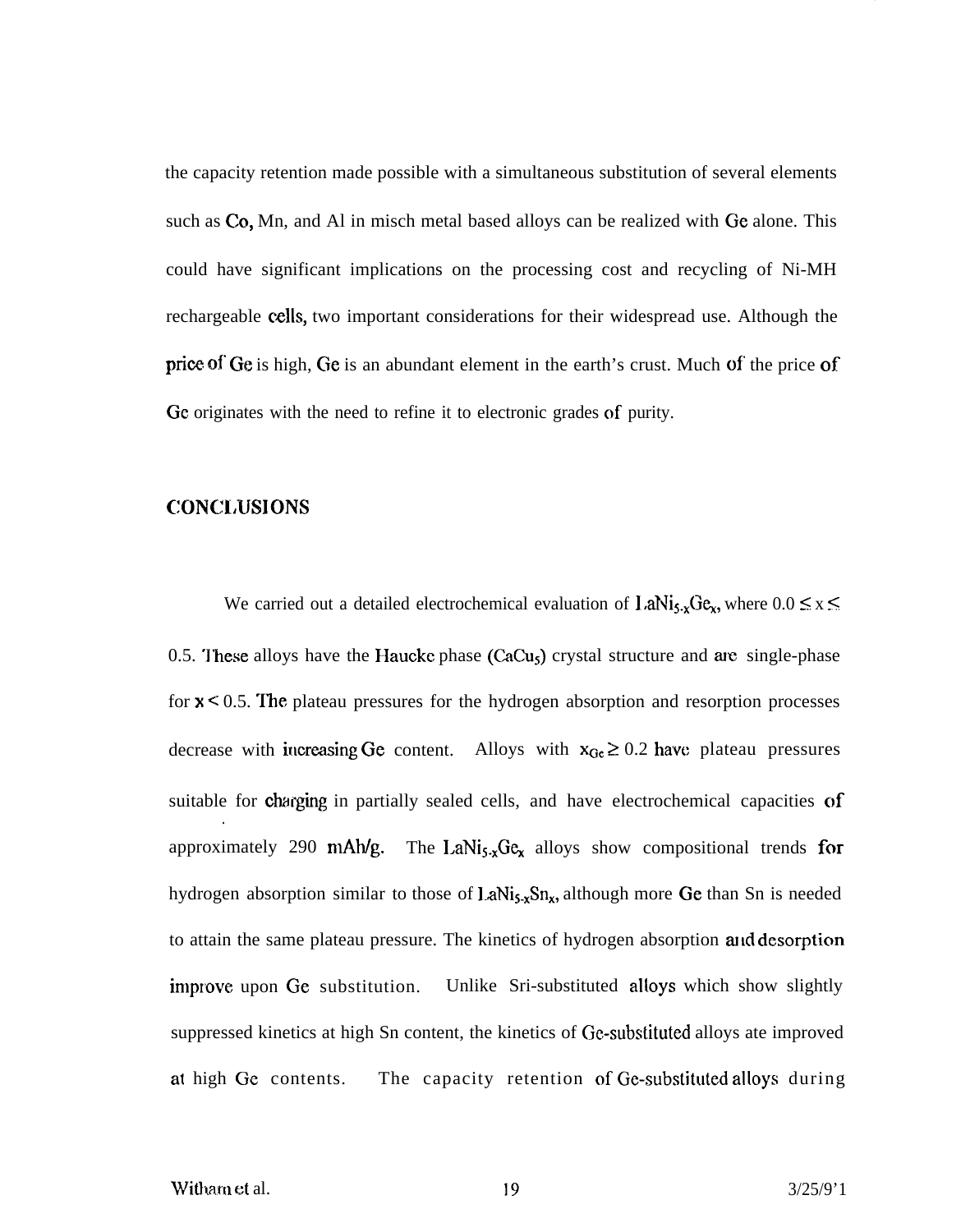the capacity retention made possible with a simultaneous substitution of several elements such as Co, Mn, and Al in misch metal based alloys can be realized with Ge alone. This could have significant implications on the processing cost and recycling of Ni-MH rechargeable cells, two important considerations for their widespread use. Although the price of Ge is high, Ge is an abundant element in the earth's crust. Much of the price of Ge originates with the need to refine it to electronic grades of purity.

## CONCLUSIONS

We carried out a detailed electrochemical evaluation of $LaNi_{5-x}Ge_x$, where $0.0 \leq x \leq 0.5$. These alloys have the Haucke phase ($CaCu_5$) crystal structure and are single-phase for $x < 0.5$. The plateau pressures for the hydrogen absorption and resorption processes decrease with increasing Ge content. Alloys with $x_{Ge} \geq 0.2$ have plateau pressures suitable for charging in partially sealed cells, and have electrochemical capacities of approximately 290 mAh/g. The $LaNi_{5-x}Ge_x$ alloys show compositional trends for hydrogen absorption similar to those of $LaNi_{5-x}Sn_x$, although more Ge than Sn is needed to attain the same plateau pressure. The kinetics of hydrogen absorption and desorption improve upon Ge substitution. Unlike Sri-substituted alloys which show slightly suppressed kinetics at high Sn content, the kinetics of Ge-substituted alloys ate improved at high Ge contents. The capacity retention of Ge-substituted alloys during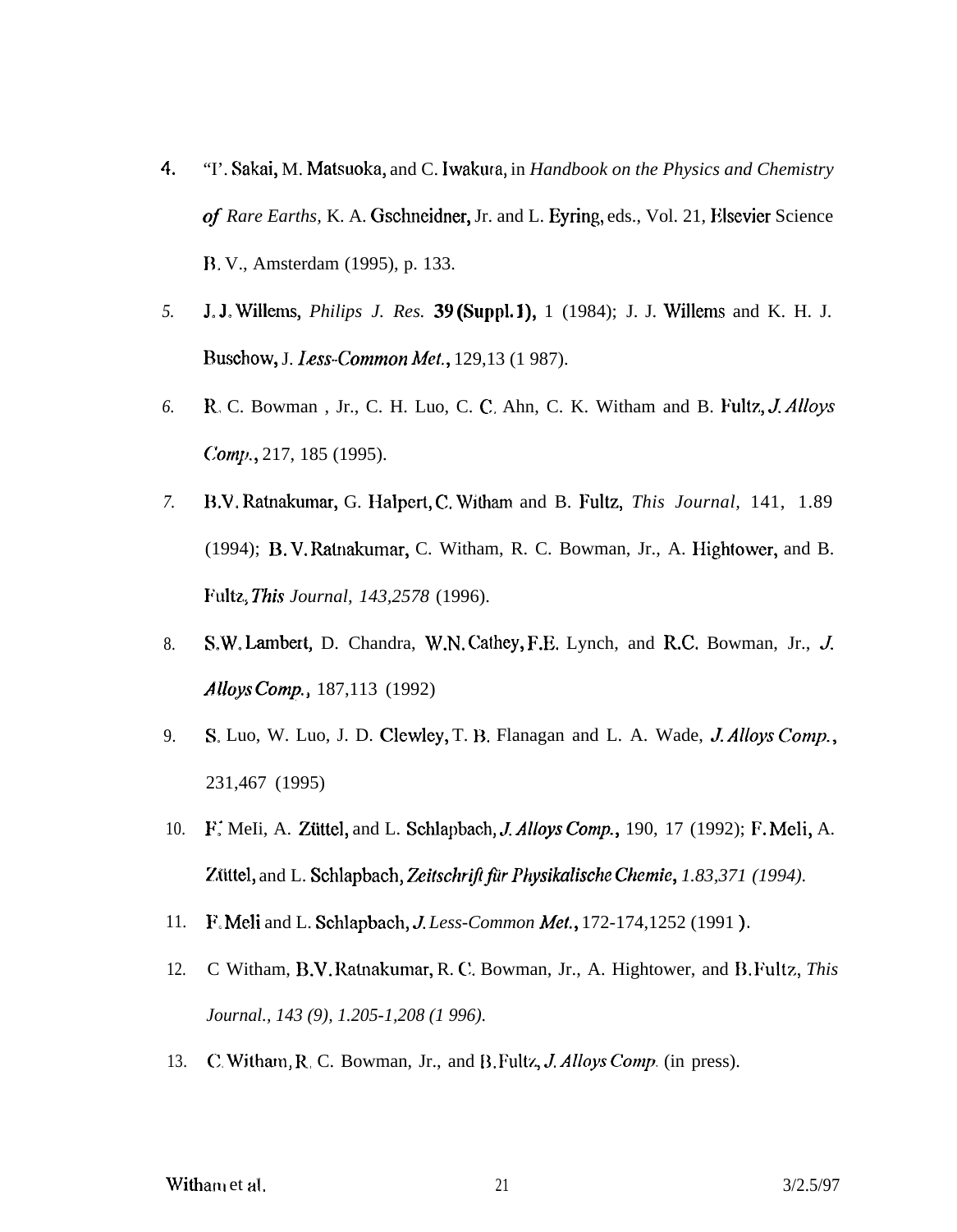4. "I'. Sakai, M. Matsuoka, and C. Iwakura, in *Handbook on the Physics and Chemistry of Rare Earths,* K. A. Gschneidner, Jr. and L. Eyring, eds., Vol. 21, Elsevier Science B. V., Amsterdam (1995), p. 133.

5. J. J. Willems, *Philips J. Res.* **39 (Suppl. 1),** 1 (1984); J. J. Willems and K. H. J. Buschow, J. *Less-Common Met.*, 129,13 (1 987).

6. R. C. Bowman , Jr., C. H. Luo, C. C. Ahn, C. K. Witham and B. Fultz, *J. Alloys Comp.*, 217, 185 (1995).

7. B.V. Ratnakumar, G. Halpert, C. Witham and B. Fultz, *This Journal,* 141, 1.89 (1994); B. V. Ratnakumar, C. Witham, R. C. Bowman, Jr., A. Hightower, and B. Fultz, *This Journal, 143,2578* (1996).

8. S.W. Lambert, D. Chandra, W.N. Cathey, F.E. Lynch, and R.C. Bowman, Jr., *J. Alloys Comp.*, 187,113 (1992)

9. S. Luo, W. Luo, J. D. Clewley, T. B. Flanagan and L. A. Wade, *J. Alloys Comp.*, 231,467 (1995)

10. F. MeIi, A. Züttel, and L. Schlapbach, *J. Alloys Comp.*, 190, 17 (1992); F. Meli, A. Züttel, and L. Schlapbach, *Zeitschrift für Physikalische Chemie, 1.83,371 (1994).*

11. F. Meli and L. Schlapbach, *J. Less-Common Met.*, 172-174,1252 (1991 ).

12. C Witham, B.V. Ratnakumar, R. C. Bowman, Jr., A. Hightower, and B. Fultz, *This Journal., 143 (9), 1.205-1,208 (1 996).*

13. C. Witham, R. C. Bowman, Jr., and B. Fultz, *J. Alloys Comp.* (in press).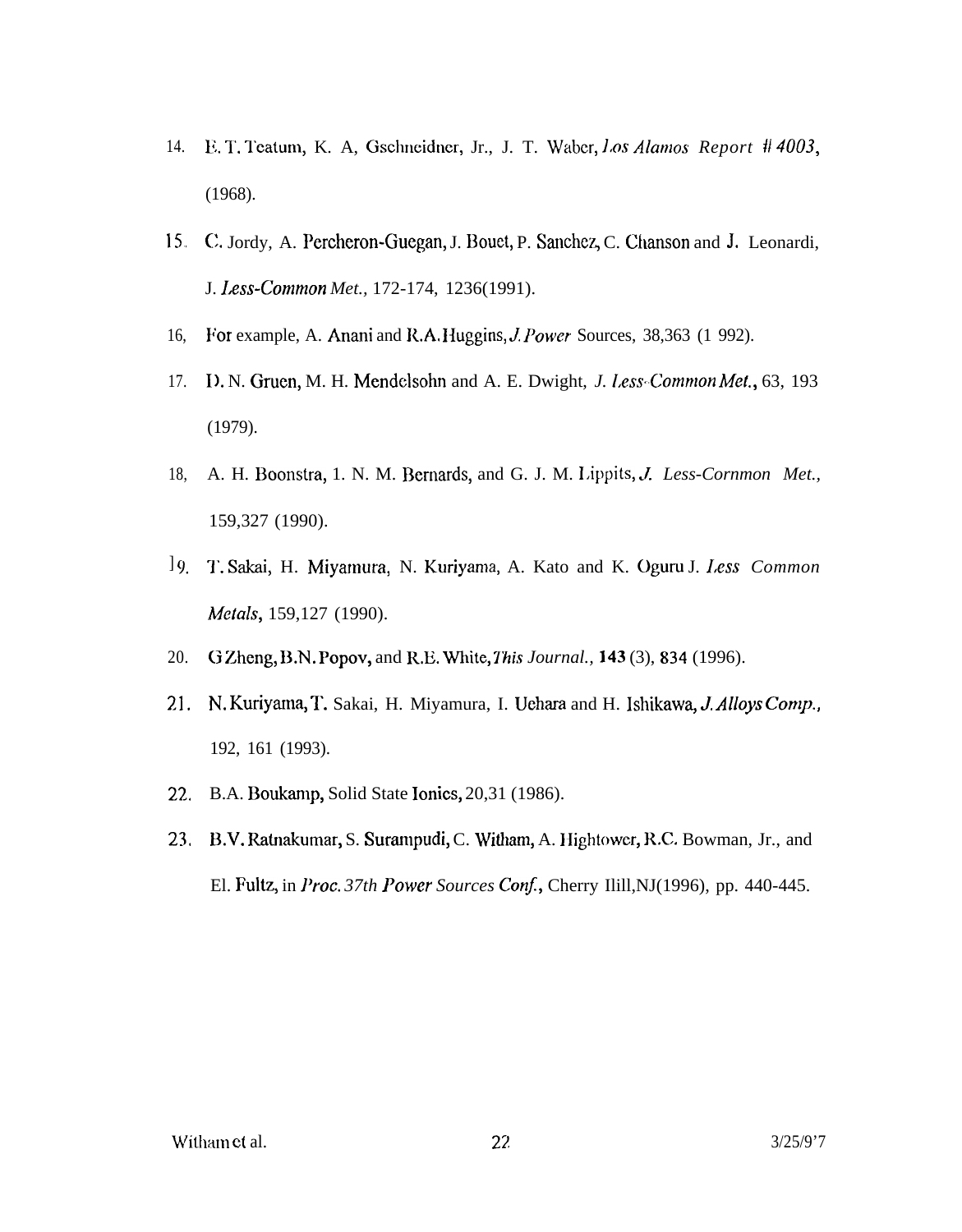14. E. T. Teatum, K. A, Gschneidner, Jr., J. T. Waber, *Los Alamos Report # 4003*, (1968).

15. C. Jordy, A. Percheron-Guegan, J. Bouet, P. Sanchez, C. Chanson and J. Leonardi, J. *Less-Common Met.*, 172-174, 1236(1991).

16. For example, A. Anani and R.A. Huggins, *J. Power* Sources, 38,363 (1 992).

17. D. N. Gruen, M. H. Mendelsohn and A. E. Dwight, *J. Less-Common Met.*, 63, 193 (1979).

18. A. H. Boonstra, 1. N. M. Bernards, and G. J. M. Lippits, *J. Less-Cornmon Met.*, 159,327 (1990).

19. T. Sakai, H. Miyamura, N. Kuriyama, A. Kato and K. Oguru J. *Less Common Metals*, 159,127 (1990).

20. G Zheng, B.N. Popov, and R.E. White, *This Journal.*, **143** (3), 834 (1996).

21. N. Kuriyama, T. Sakai, H. Miyamura, I. Uehara and H. Ishikawa, *J. Alloys Comp.*, 192, 161 (1993).

22. B.A. Boukamp, Solid State Ionics, 20,31 (1986).

23. B.V. Ratnakumar, S. Surampudi, C. Witham, A. Hightower, R.C. Bowman, Jr., and El. Fultz, in *Proc. 37th Power Sources Conf.*, Cherry Ilill,NJ(1996), pp. 440-445.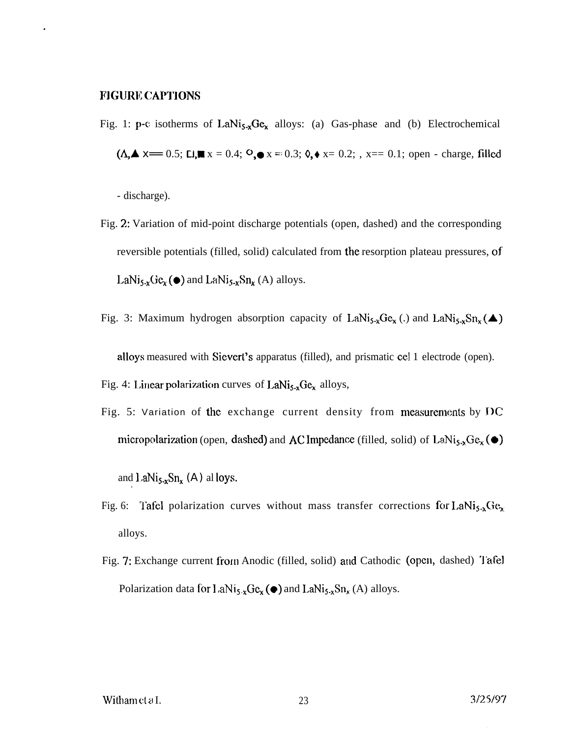## FIGURE CAPTIONS

Fig. 1: p-c isotherms of $LaNi_{5-x}Ge_x$ alloys: (a) Gas-phase and (b) Electrochemical (Δ,▲ x= 0.5; □,■ x = 0.4; ○,● x = 0.3; ◊,♦ x= 0.2; , x= 0.1; open - charge, filled - discharge).

Fig. 2: Variation of mid-point discharge potentials (open, dashed) and the corresponding reversible potentials (filled, solid) calculated from the resorption plateau pressures, of $LaNi_{5-x}Ge_x$ (●) and $LaNi_{5-x}Sn_x$ (A) alloys.

Fig. 3: Maximum hydrogen absorption capacity of $LaNi_{5-x}Ge_x$ (.) and $LaNi_{5-x}Sn_x$ (▲) alloys measured with Sievert's apparatus (filled), and prismatic cel 1 electrode (open).

Fig. 4: Linear polarization curves of $LaNi_{5-x}Ge_x$ alloys,

Fig. 5: Variation of the exchange current density from measurements by DC micropolarization (open, dashed) and AC Impedance (filled, solid) of $LaNi_{5-x}Ge_x$ (●) and $LaNi_{5-x}Sn_x$ (A) al loys.

Fig. 6: Tafel polarization curves without mass transfer corrections for $LaNi_{5-x}Ge_x$ alloys.

Fig. 7: Exchange current from Anodic (filled, solid) and Cathodic (open, dashed) Tafel Polarization data for $LaNi_{5-x}Ge_x$ (●) and $LaNi_{5-x}Sn_x$ (A) alloys.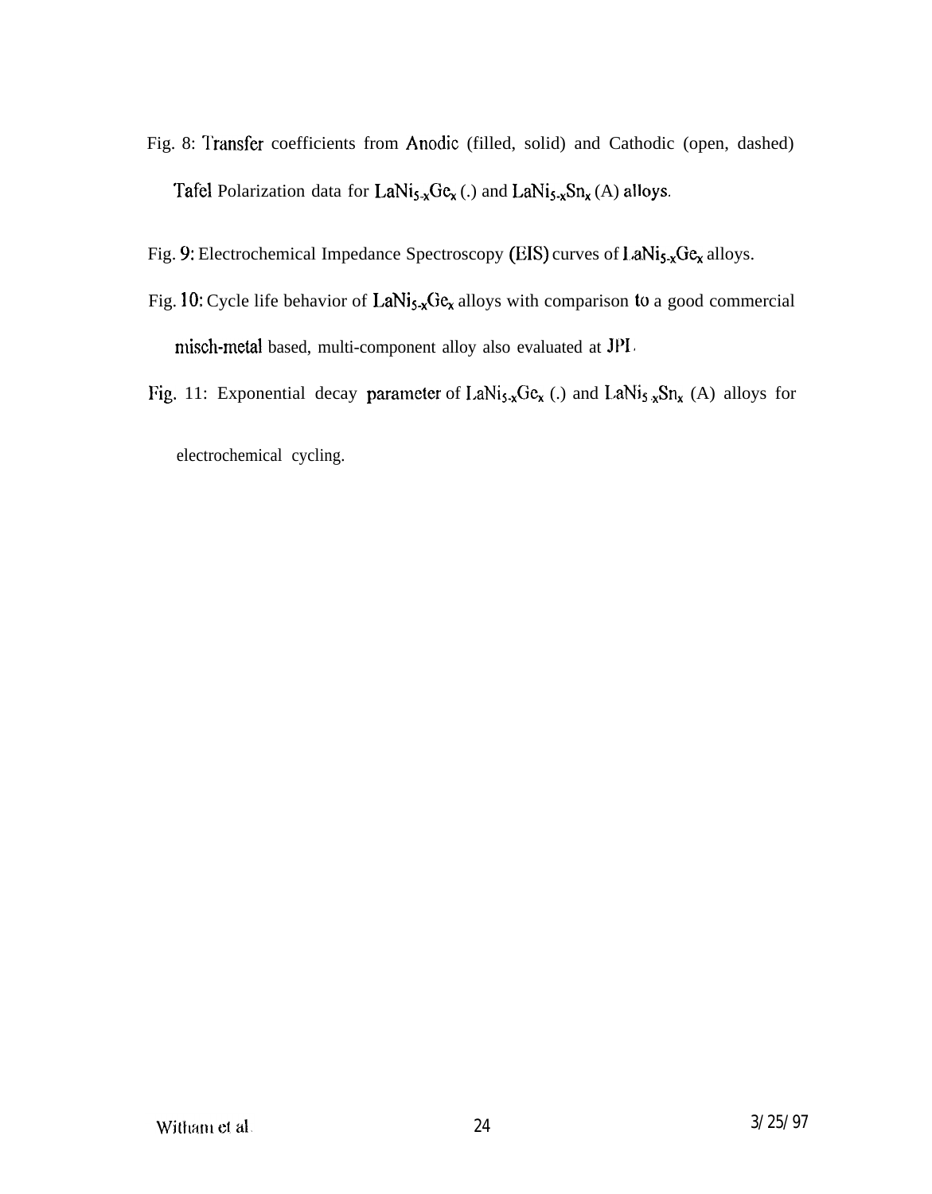Fig. 8: Transfer coefficients from Anodic (filled, solid) and Cathodic (open, dashed) Tafel Polarization data for $LaNi_{5-x}Ge_x$ (.) and $LaNi_{5-x}Sn_x$ (A) alloys.

Fig. 9: Electrochemical Impedance Spectroscopy (EIS) curves of $LaNi_{5-x}Ge_x$ alloys.

Fig. 10: Cycle life behavior of $LaNi_{5-x}Ge_x$ alloys with comparison to a good commercial misch-metal based, multi-component alloy also evaluated at JPL.

Fig. 11: Exponential decay parameter of $LaNi_{5-x}Ge_x$ (.) and $LaNi_{5-x}Sn_x$ (A) alloys for electrochemical cycling.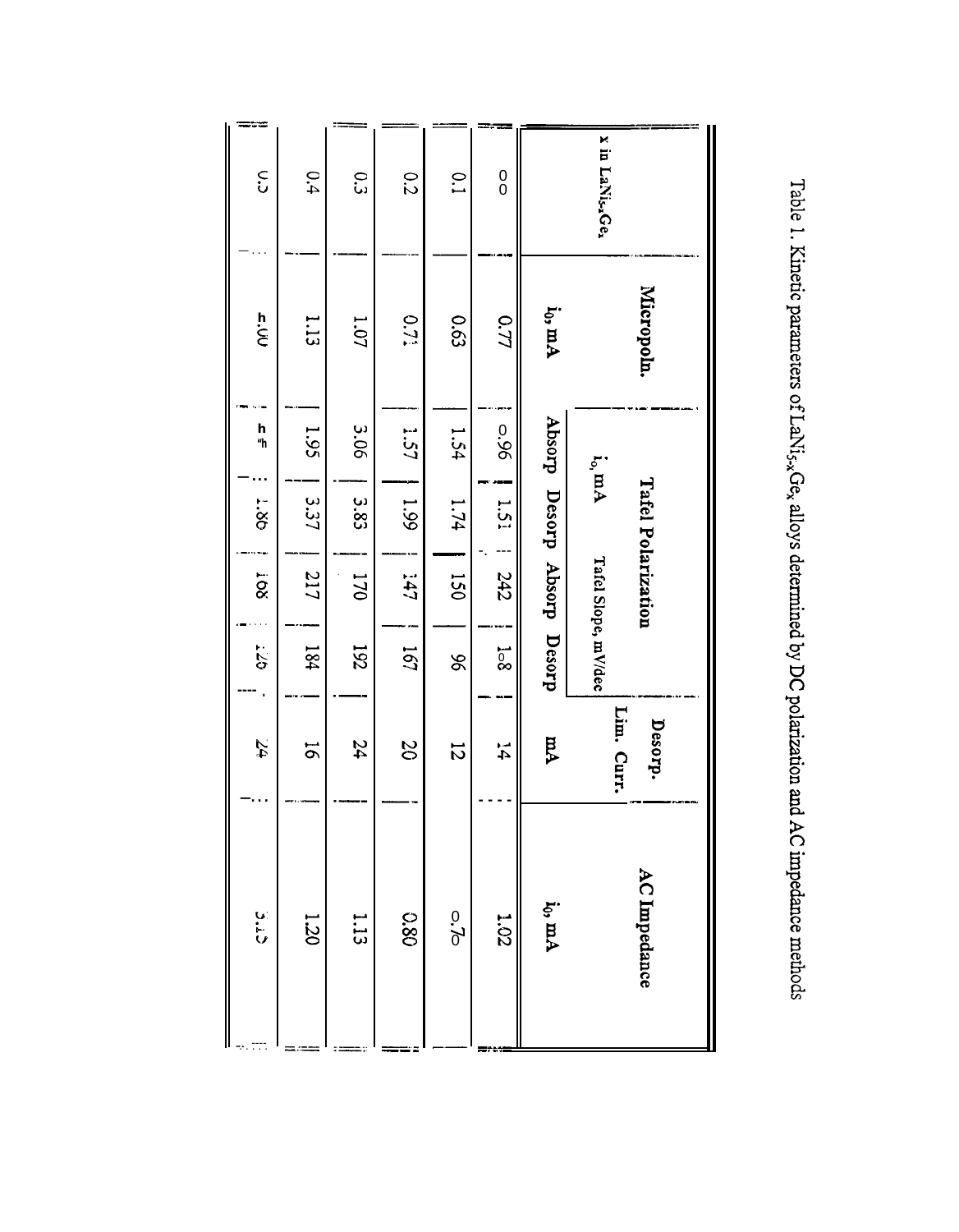Table 1. Kinetic parameters of $LaNi_{5-x}Ge_x$ alloys determined by DC polarization and AC impedance methods

| x in $LaNi_{5-x}Ge_x$ | Micropoln. | Tafel Polarization | | | | Desorp. Lim. Curr. | AC Impedance |
|---|---|---|---|---|---|---|---|
| | $i_o$, mA | $i_o$, mA | | Tafel Slope, mV/dec | | mA | $i_o$, mA |
| | | Absorp | Desorp | Absorp | Desorp | | |
| 0.0 | 0.77 | 0.96 | 1.51 | 242 | 1o8 | 14 | 1.02 |
| 0.1 | 0.63 | 1.54 | 1.74 | 150 | 96 | 12 | 0.7o |
| 0.2 | 0.71 | 1.57 | 1.99 | 147 | 167 | 20 | 0.80 |
| 0.3 | 1.07 | 3.06 | 3.83 | 170 | 192 | 24 | 1.13 |
| 0.4 | 1.13 | 1.95 | 3.37 | 217 | 184 | 16 | 1.20 |
| 0.5 | 1.00 | | 1.80 | 168 | 126 | 24 | 5.15 |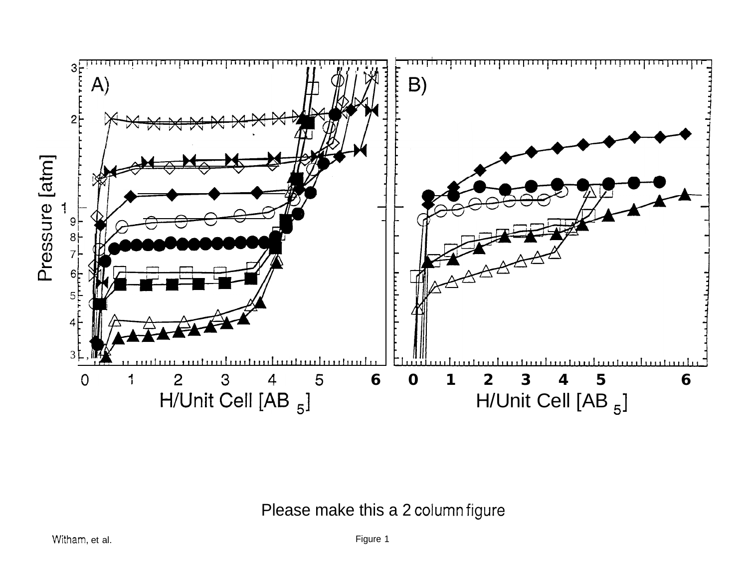A) B)

Pressure [atm]

H/Unit Cell [$AB_5$]

Please make this a 2 column figure

Figure 1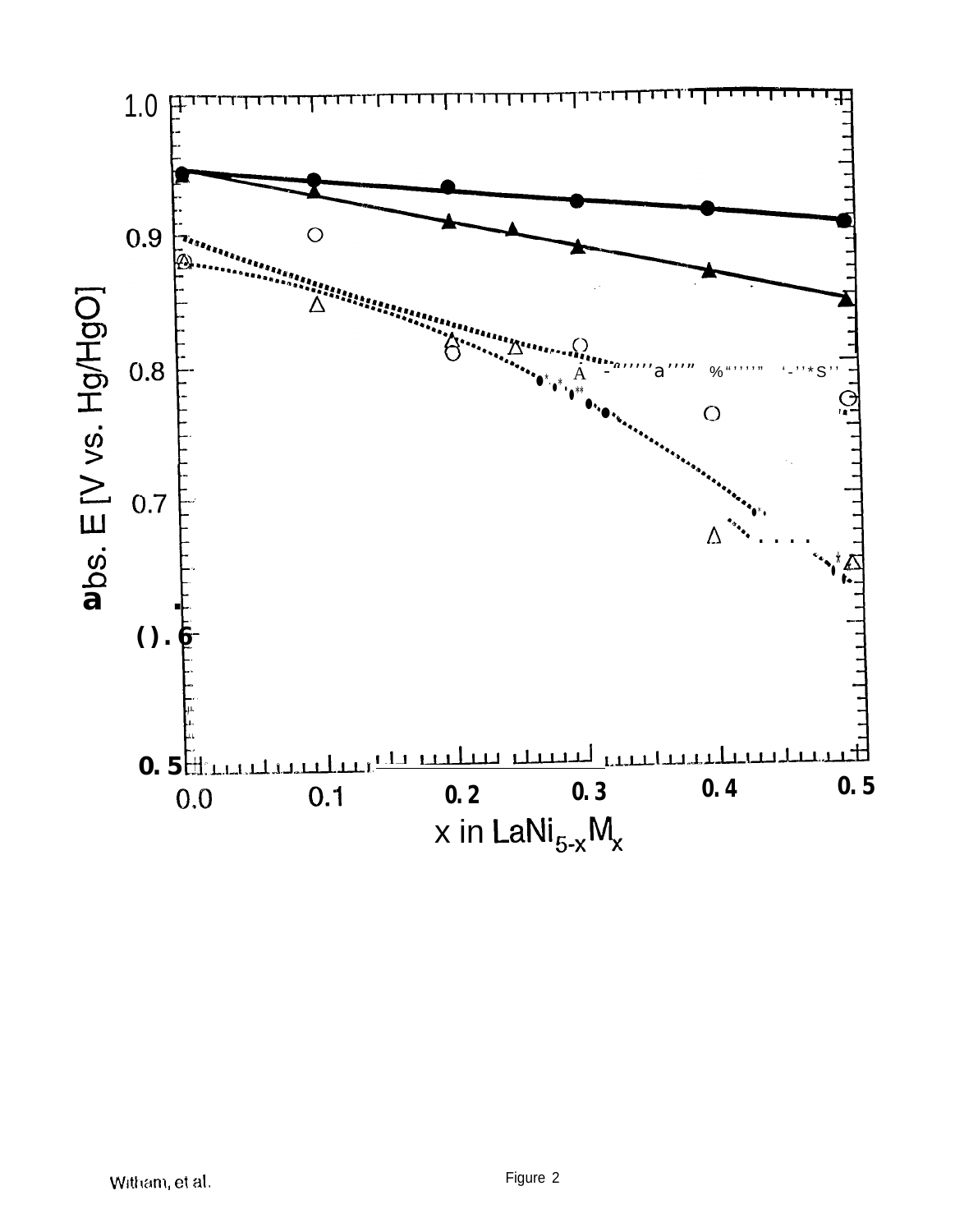Figure 2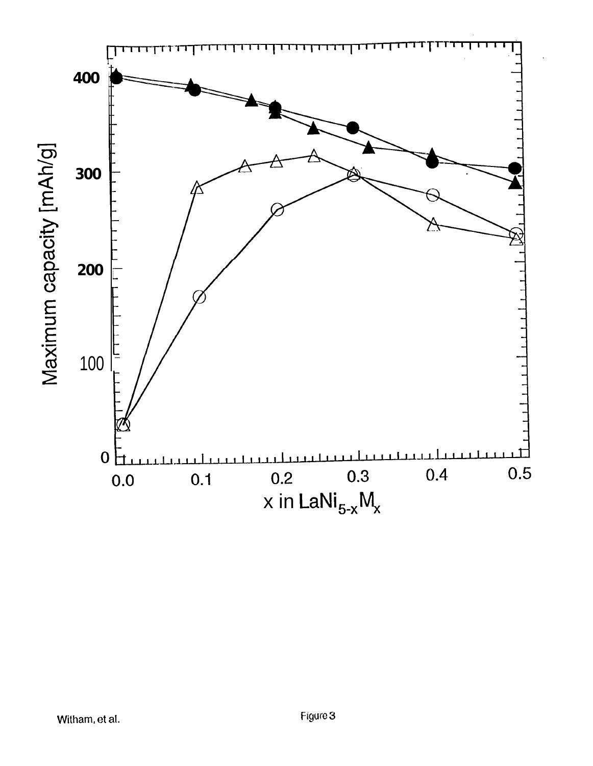Maximum capacity [mAh/g]

x in $LaNi_{5-x}M_x$

Figure 3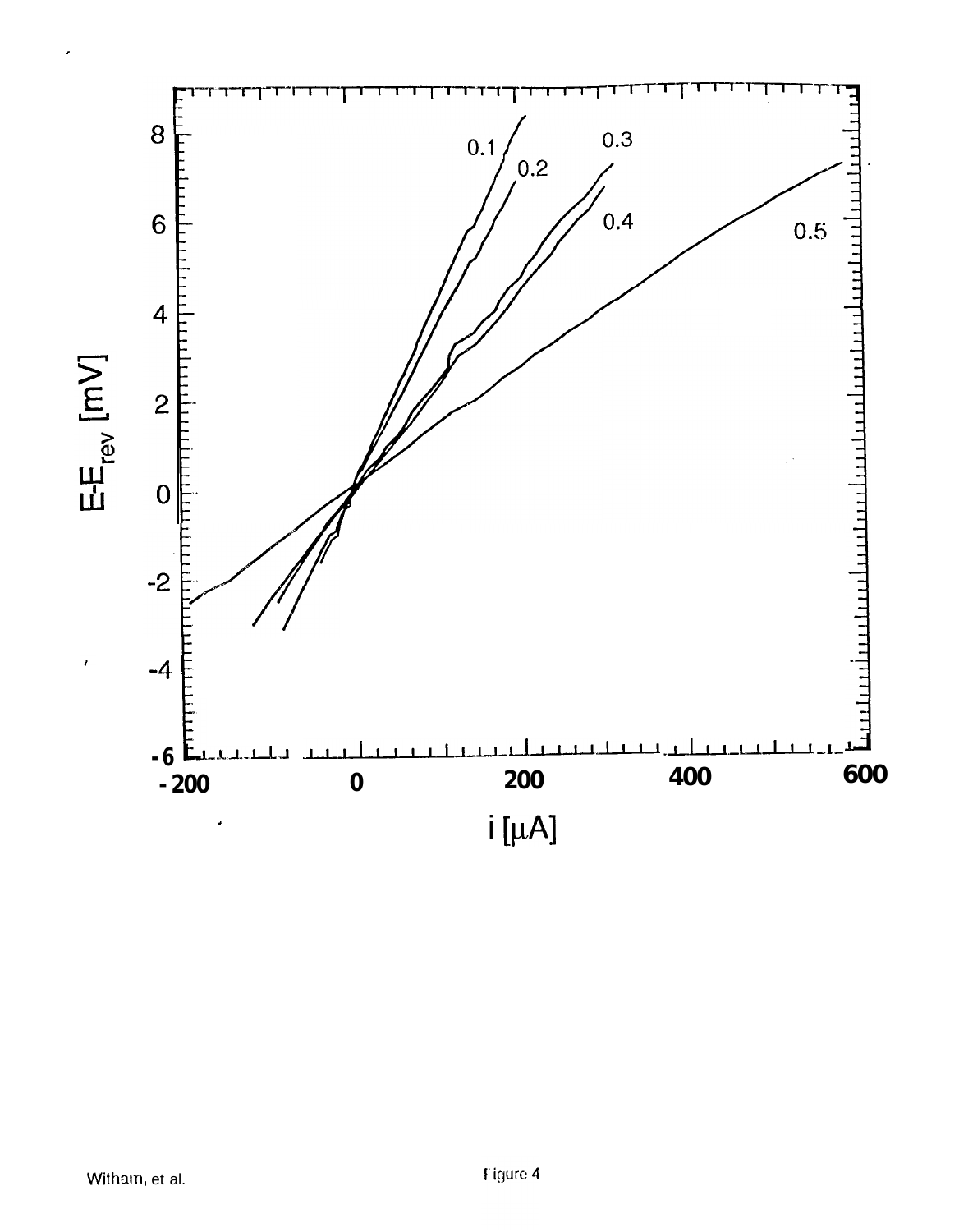Figure 4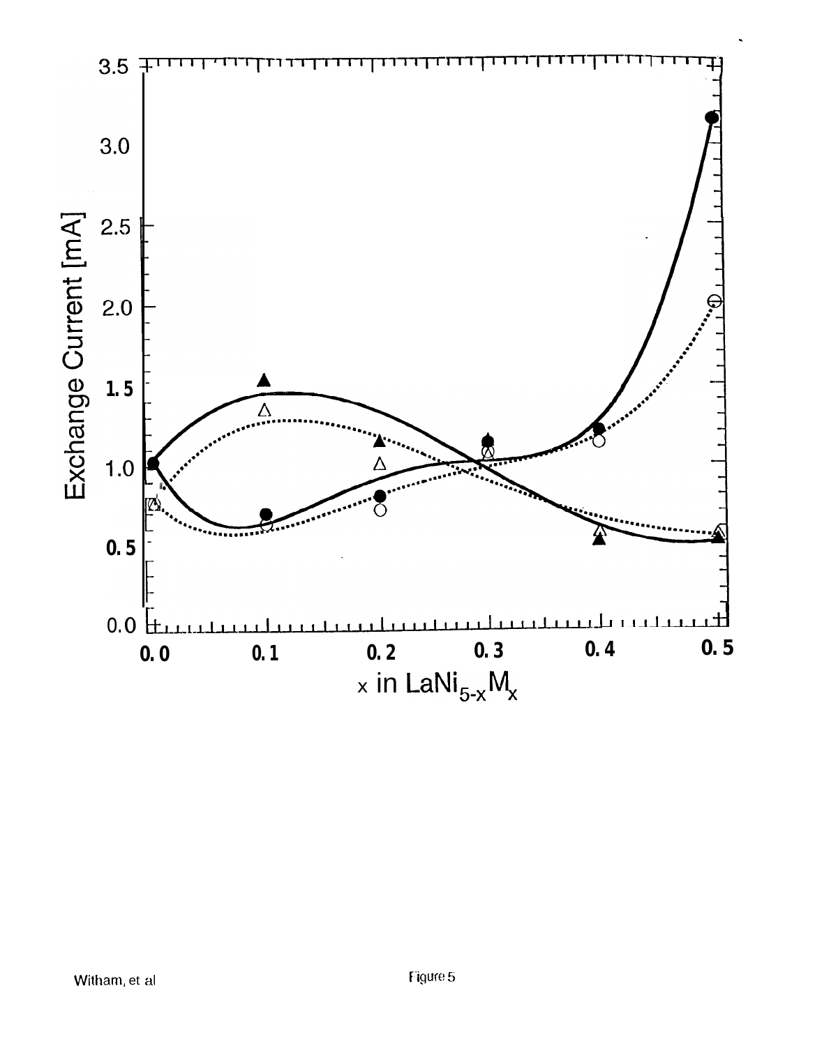Figure 5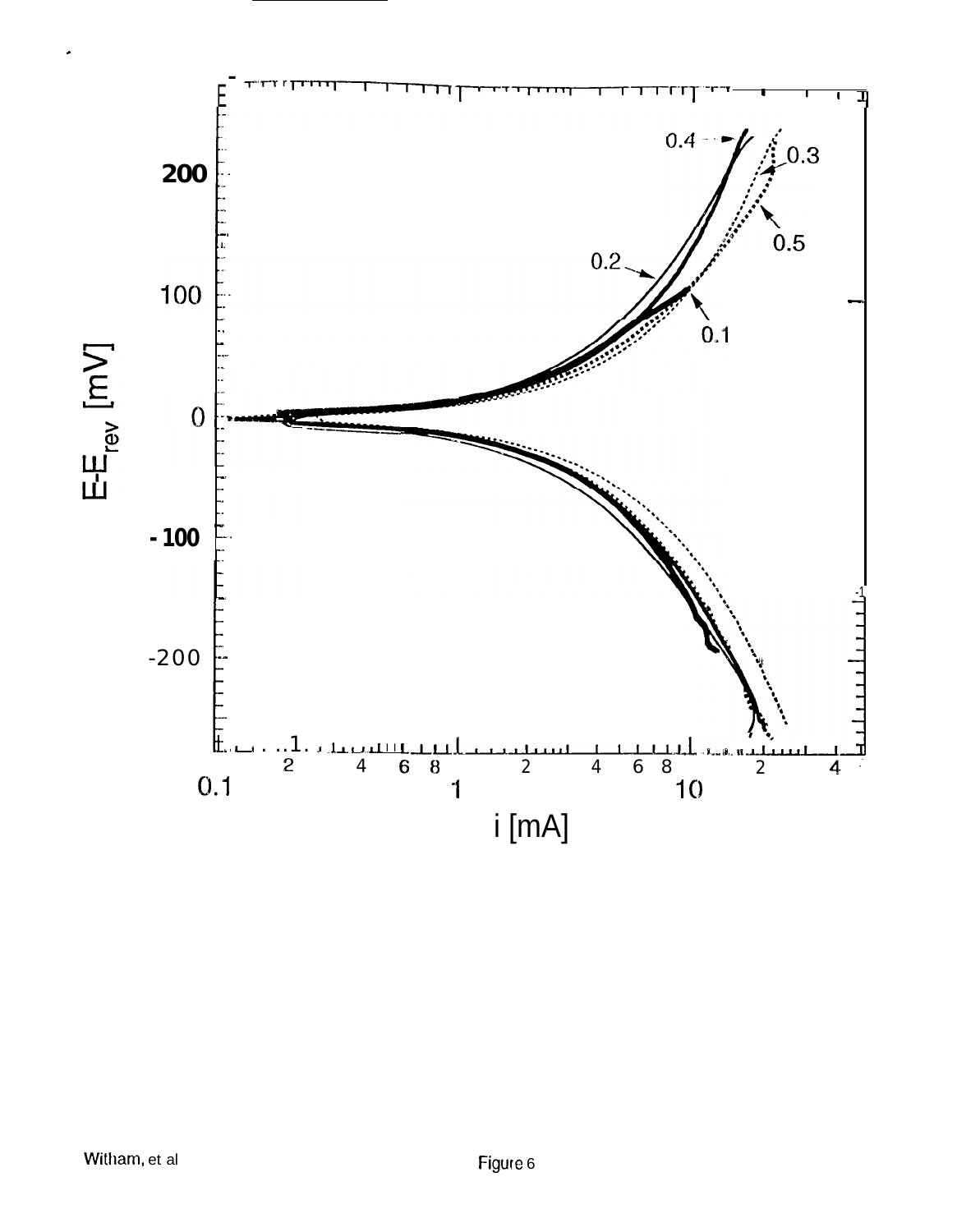Figure 6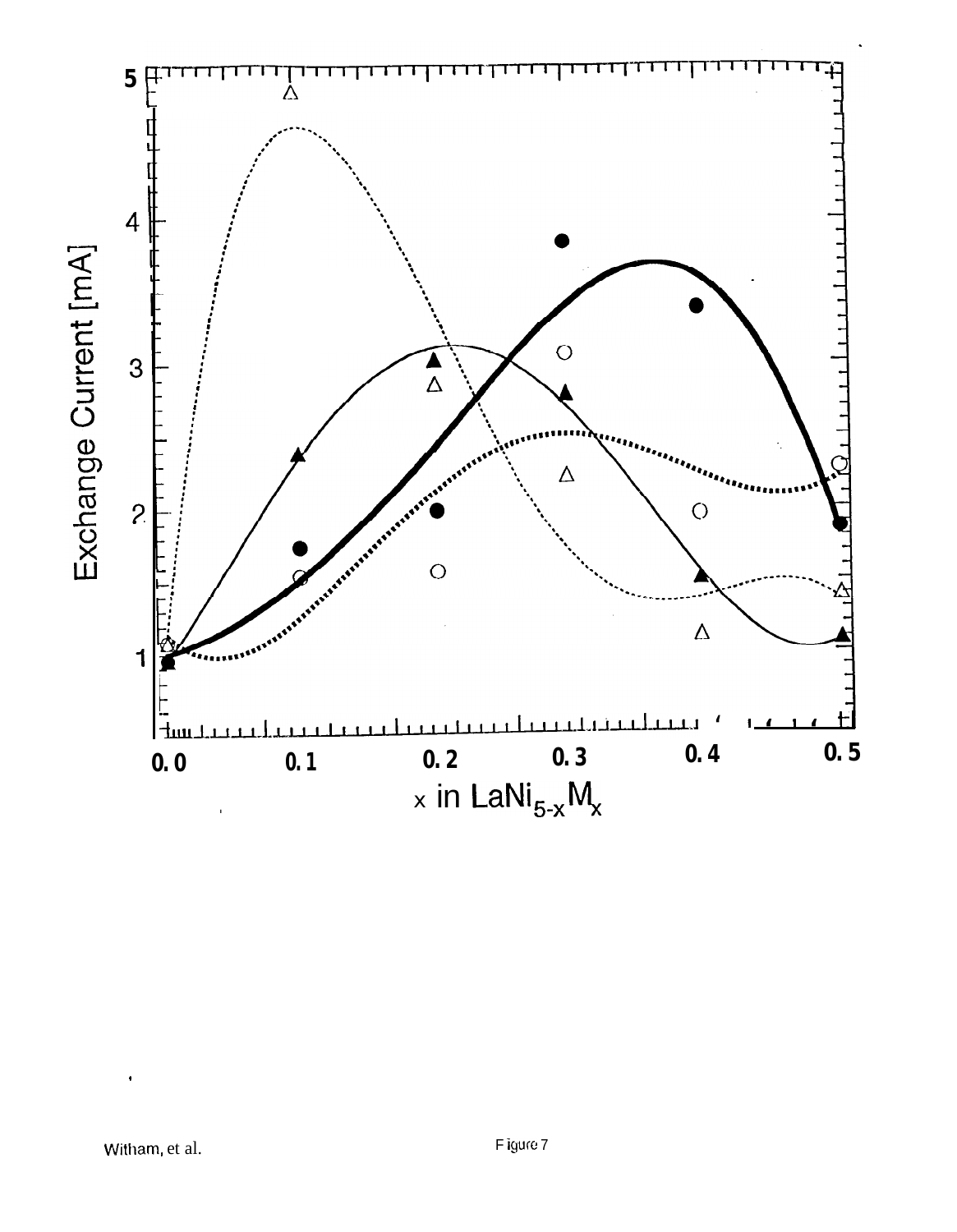Exchange Current [mA]

x in $LaNi_{5-x}M_x$

Figure 7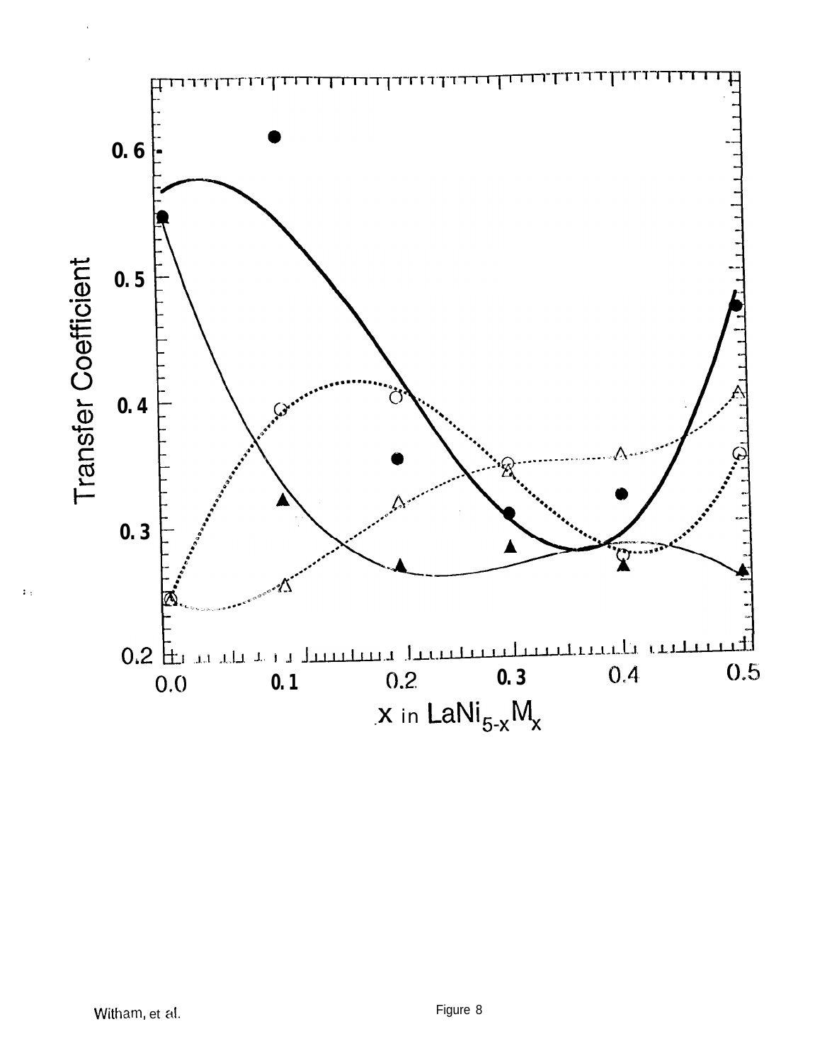Figure 8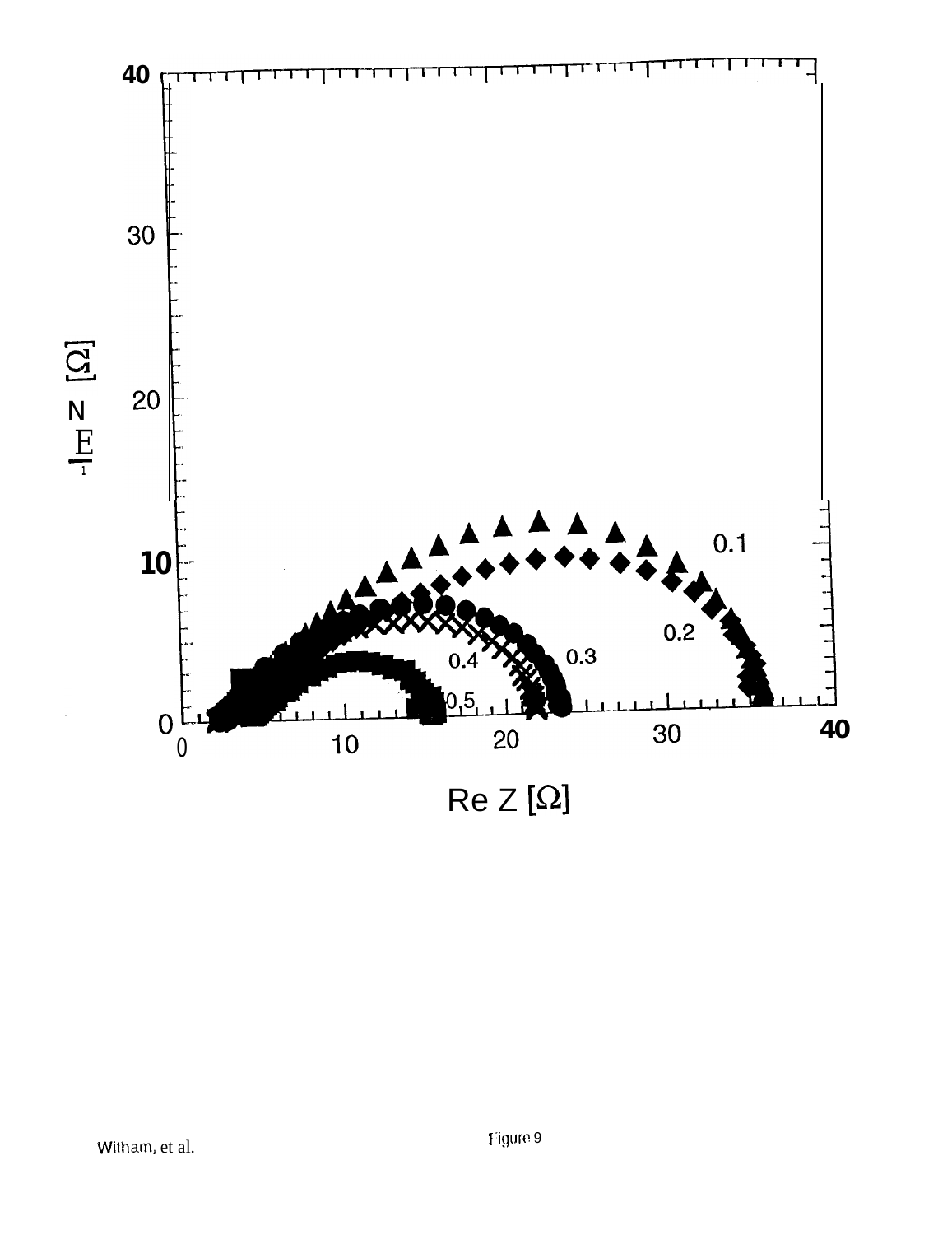Figure 9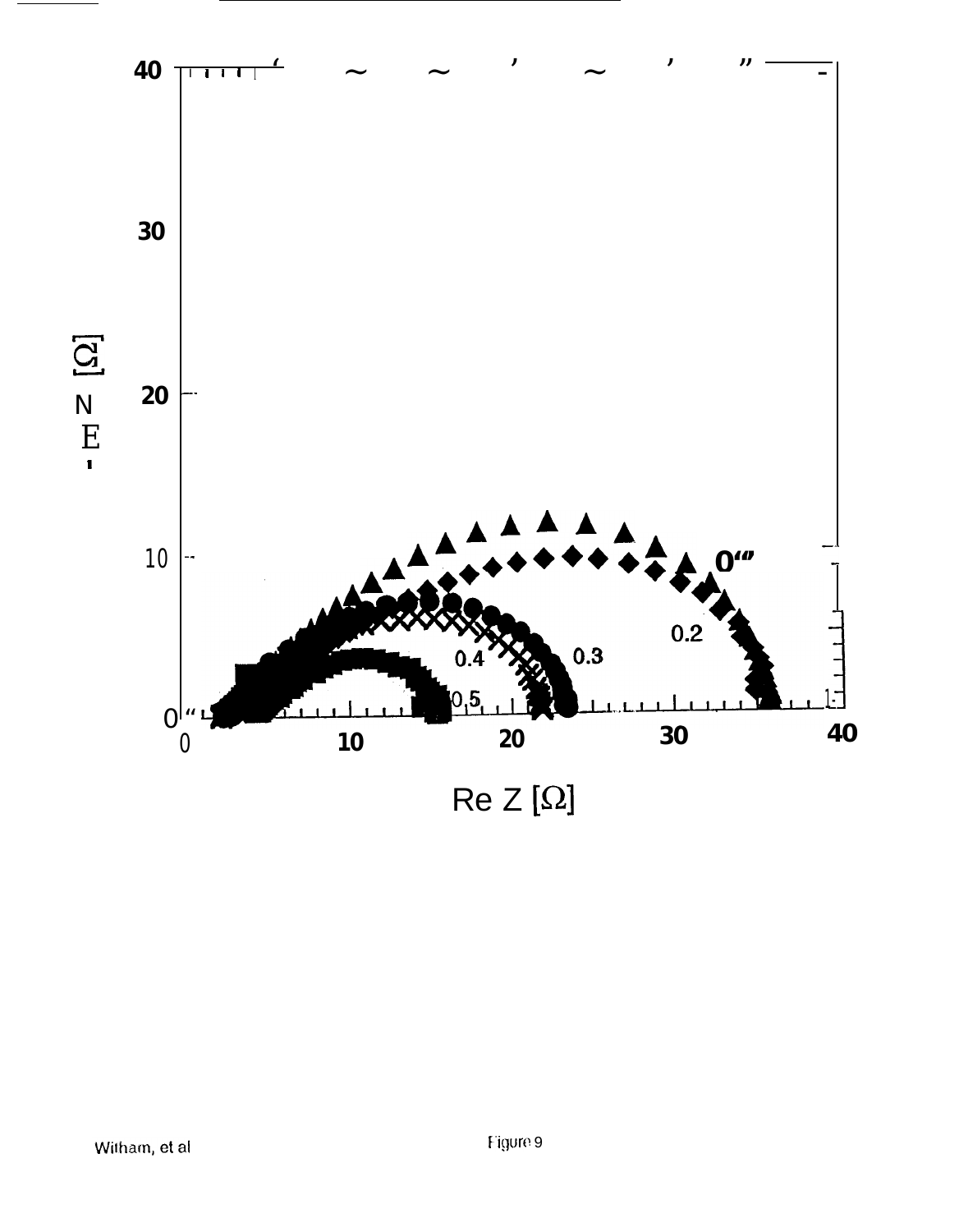Figure 9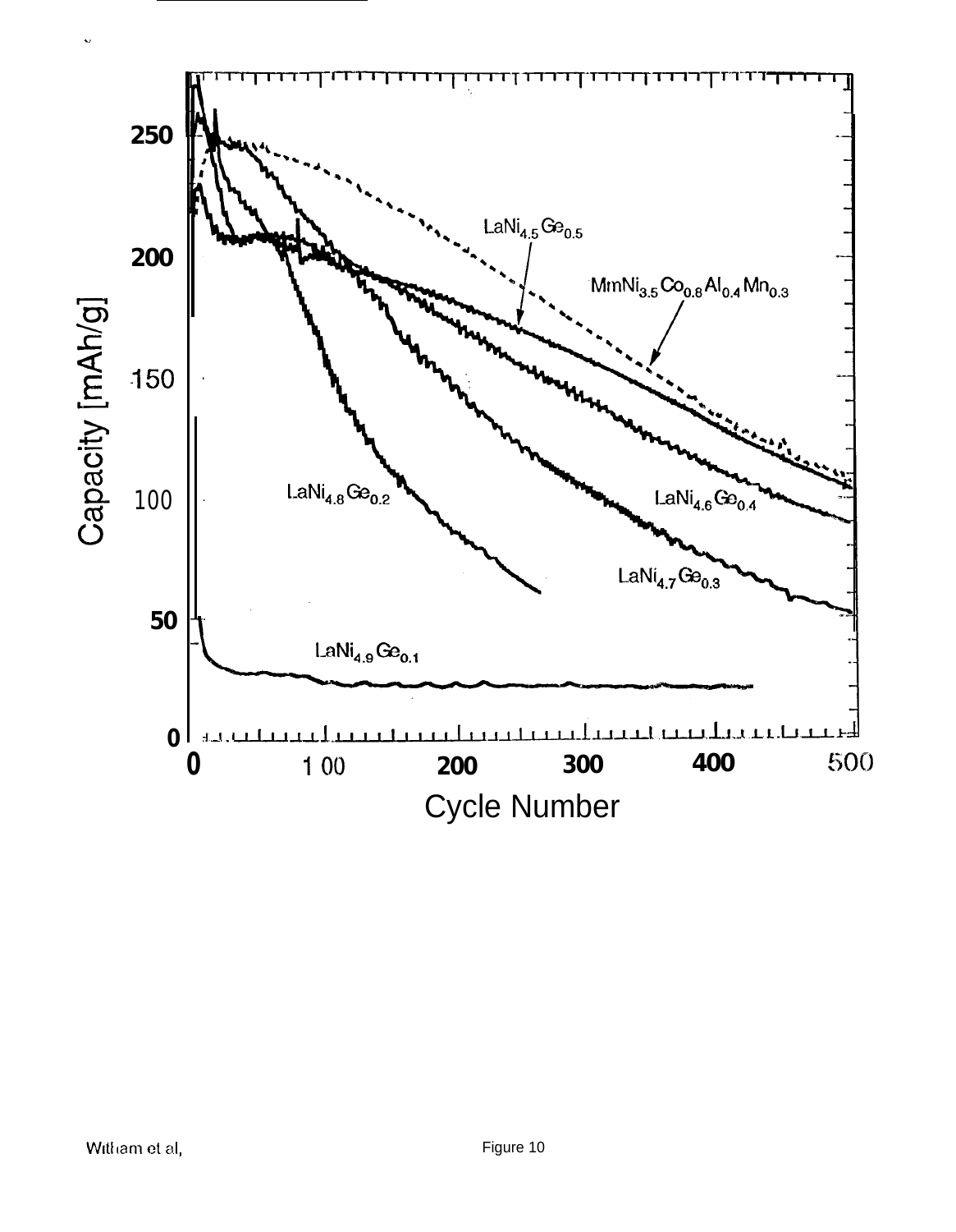Figure 10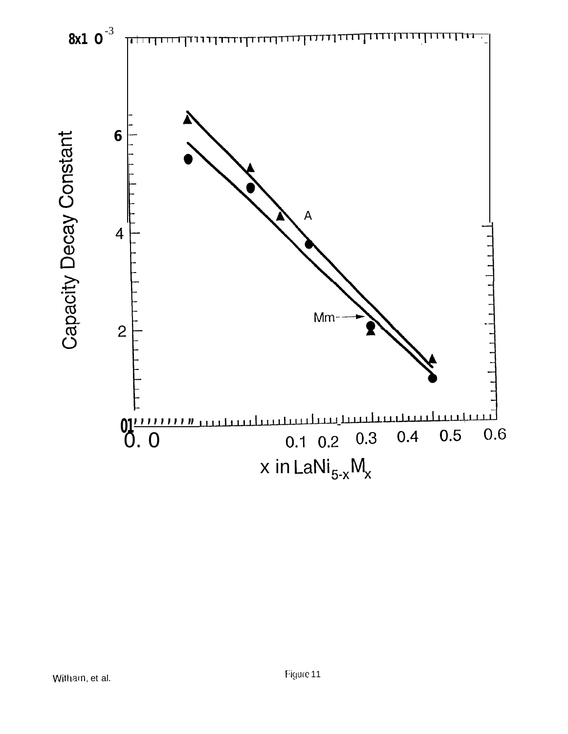8x10$^{-3}$

6

4

2

0

Capacity Decay Constant

A

Mm

0.0 0.1 0.2 0.3 0.4 0.5 0.6

x in $LaNi_{5-x}M_x$

Witham, et al.

Figure 11